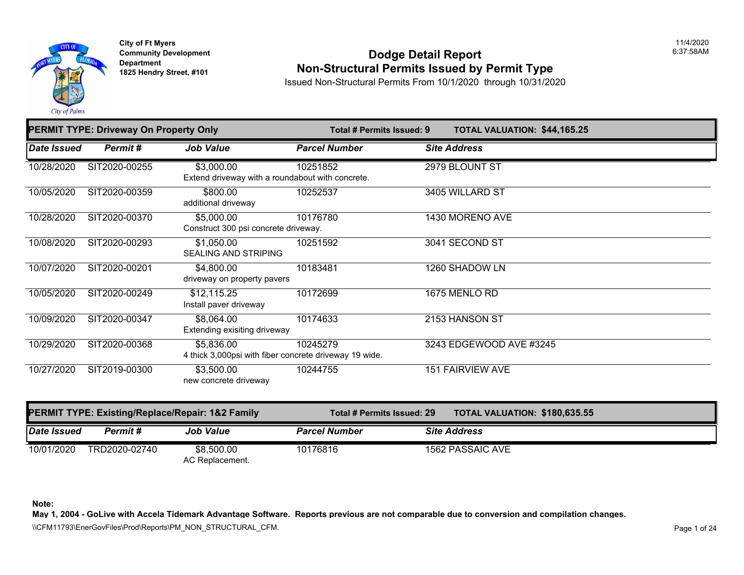City of Ft Myers
Community Development Department
1825 Hendry Street, #101

11/4/2020
6:37:58AM

# Dodge Detail Report
## Non-Structural Permits Issued by Permit Type

Issued Non-Structural Permits From 10/1/2020 through 10/31/2020

**PERMIT TYPE: Driveway On Property Only** — **Total # Permits Issued: 9** — **TOTAL VALUATION: $44,165.25**

| Date Issued | Permit # | Job Value | Parcel Number | Site Address |
|---|---|---|---|---|
| 10/28/2020 | SIT2020-00255 | $3,000.00<br>Extend driveway with a roundabout with concrete. | 10251852 | 2979 BLOUNT ST |
| 10/05/2020 | SIT2020-00359 | $800.00<br>additional driveway | 10252537 | 3405 WILLARD ST |
| 10/28/2020 | SIT2020-00370 | $5,000.00<br>Construct 300 psi concrete driveway. | 10176780 | 1430 MORENO AVE |
| 10/08/2020 | SIT2020-00293 | $1,050.00<br>SEALING AND STRIPING | 10251592 | 3041 SECOND ST |
| 10/07/2020 | SIT2020-00201 | $4,800.00<br>driveway on property pavers | 10183481 | 1260 SHADOW LN |
| 10/05/2020 | SIT2020-00249 | $12,115.25<br>Install paver driveway | 10172699 | 1675 MENLO RD |
| 10/09/2020 | SIT2020-00347 | $8,064.00<br>Extending exisiting driveway | 10174633 | 2153 HANSON ST |
| 10/29/2020 | SIT2020-00368 | $5,836.00<br>4 thick 3,000psi with fiber concrete driveway 19 wide. | 10245279 | 3243 EDGEWOOD AVE #3245 |
| 10/27/2020 | SIT2019-00300 | $3,500.00<br>new concrete driveway | 10244755 | 151 FAIRVIEW AVE |

**PERMIT TYPE: Existing/Replace/Repair: 1&2 Family** — **Total # Permits Issued: 29** — **TOTAL VALUATION: $180,635.55**

| Date Issued | Permit # | Job Value | Parcel Number | Site Address |
|---|---|---|---|---|
| 10/01/2020 | TRD2020-02740 | $8,500.00<br>AC Replacement. | 10176816 | 1562 PASSAIC AVE |

**Note:**
**May 1, 2004 - GoLive with Accela Tidemark Advantage Software. Reports previous are not comparable due to conversion and compilation changes.**

\\CFM11793\EnerGovFiles\Prod\Reports\PM_NON_STRUCTURAL_CFM.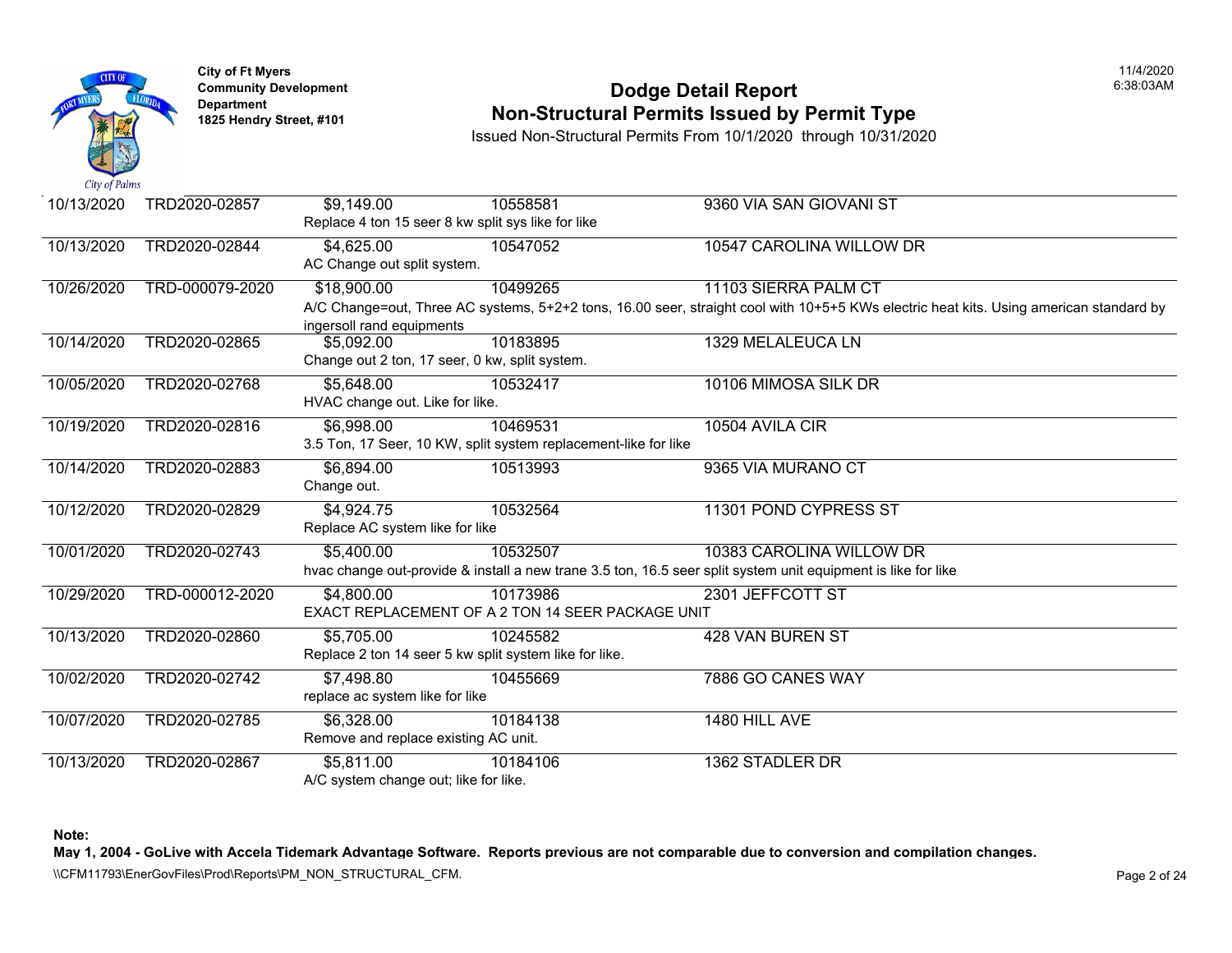City of Ft Myers
Community Development Department
1825 Hendry Street, #101

# Dodge Detail Report
## Non-Structural Permits Issued by Permit Type

Issued Non-Structural Permits From 10/1/2020 through 10/31/2020

11/4/2020
6:38:03AM

| Date | Permit | Valuation | Parcel | Address |
|---|---|---|---|---|
| 10/13/2020 | TRD2020-02857 | $9,149.00 | 10558581 | 9360 VIA SAN GIOVANI ST |
| | | Replace 4 ton 15 seer 8 kw split sys like for like | | |
| 10/13/2020 | TRD2020-02844 | $4,625.00 | 10547052 | 10547 CAROLINA WILLOW DR |
| | | AC Change out split system. | | |
| 10/26/2020 | TRD-000079-2020 | $18,900.00 | 10499265 | 11103 SIERRA PALM CT |
| | | A/C Change=out, Three AC systems, 5+2+2 tons, 16.00 seer, straight cool with 10+5+5 KWs electric heat kits. Using american standard by ingersoll rand equipments | | |
| 10/14/2020 | TRD2020-02865 | $5,092.00 | 10183895 | 1329 MELALEUCA LN |
| | | Change out 2 ton, 17 seer, 0 kw, split system. | | |
| 10/05/2020 | TRD2020-02768 | $5,648.00 | 10532417 | 10106 MIMOSA SILK DR |
| | | HVAC change out. Like for like. | | |
| 10/19/2020 | TRD2020-02816 | $6,998.00 | 10469531 | 10504 AVILA CIR |
| | | 3.5 Ton, 17 Seer, 10 KW, split system replacement-like for like | | |
| 10/14/2020 | TRD2020-02883 | $6,894.00 | 10513993 | 9365 VIA MURANO CT |
| | | Change out. | | |
| 10/12/2020 | TRD2020-02829 | $4,924.75 | 10532564 | 11301 POND CYPRESS ST |
| | | Replace AC system like for like | | |
| 10/01/2020 | TRD2020-02743 | $5,400.00 | 10532507 | 10383 CAROLINA WILLOW DR |
| | | hvac change out-provide & install a new trane 3.5 ton, 16.5 seer split system unit equipment is like for like | | |
| 10/29/2020 | TRD-000012-2020 | $4,800.00 | 10173986 | 2301 JEFFCOTT ST |
| | | EXACT REPLACEMENT OF A 2 TON 14 SEER PACKAGE UNIT | | |
| 10/13/2020 | TRD2020-02860 | $5,705.00 | 10245582 | 428 VAN BUREN ST |
| | | Replace 2 ton 14 seer 5 kw split system like for like. | | |
| 10/02/2020 | TRD2020-02742 | $7,498.80 | 10455669 | 7886 GO CANES WAY |
| | | replace ac system like for like | | |
| 10/07/2020 | TRD2020-02785 | $6,328.00 | 10184138 | 1480 HILL AVE |
| | | Remove and replace existing AC unit. | | |
| 10/13/2020 | TRD2020-02867 | $5,811.00 | 10184106 | 1362 STADLER DR |
| | | A/C system change out; like for like. | | |

**Note:**
**May 1, 2004 - GoLive with Accela Tidemark Advantage Software. Reports previous are not comparable due to conversion and compilation changes.**

\\CFM11793\EnerGovFiles\Prod\Reports\PM_NON_STRUCTURAL_CFM.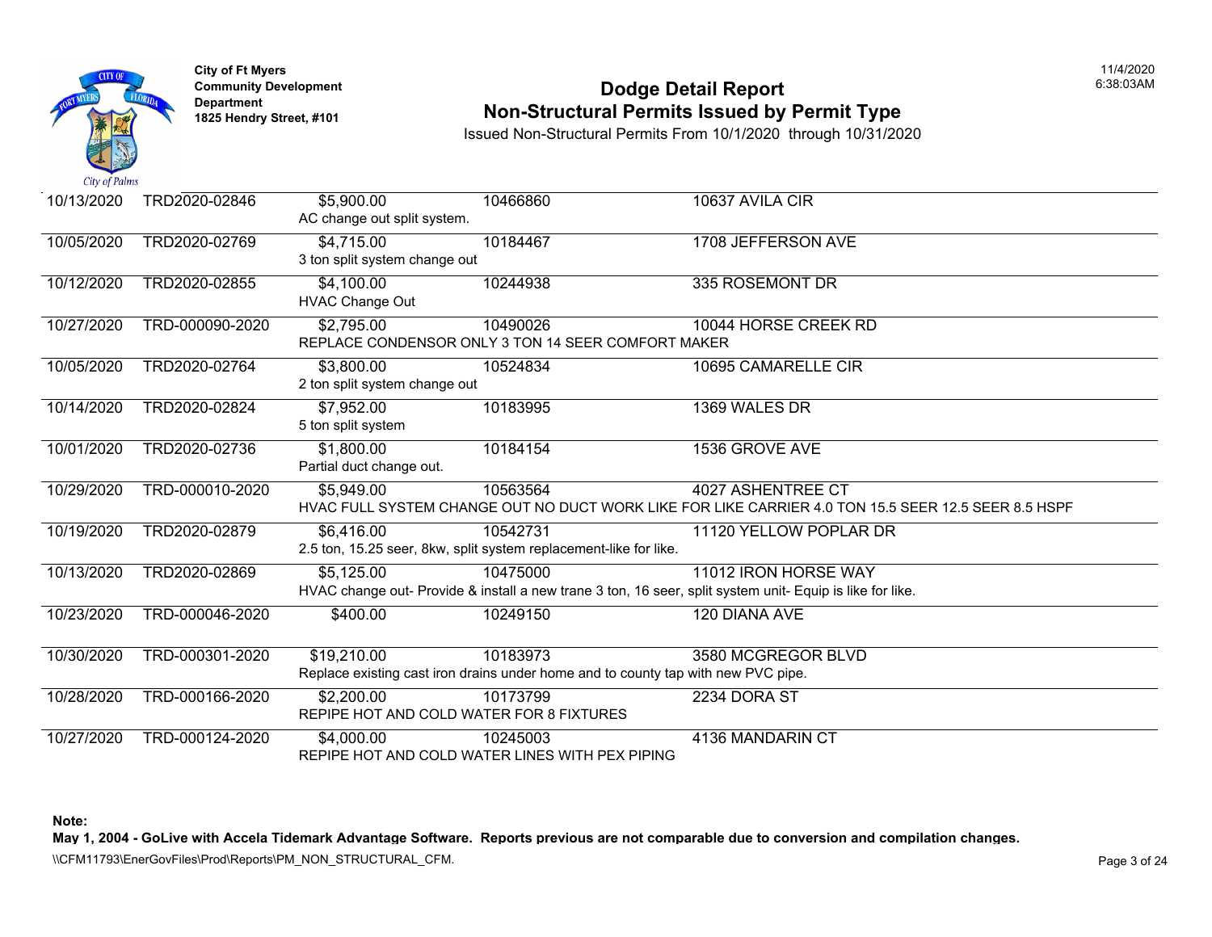City of Ft Myers
Community Development Department
1825 Hendry Street, #101

# Dodge Detail Report
## Non-Structural Permits Issued by Permit Type

Issued Non-Structural Permits From 10/1/2020 through 10/31/2020

| Date | Permit # | Valuation | Parcel | Address |
|---|---|---|---|---|
| 10/13/2020 | TRD2020-02846 | $5,900.00 | 10466860 | 10637 AVILA CIR |
| | | AC change out split system. | | |
| 10/05/2020 | TRD2020-02769 | $4,715.00 | 10184467 | 1708 JEFFERSON AVE |
| | | 3 ton split system change out | | |
| 10/12/2020 | TRD2020-02855 | $4,100.00 | 10244938 | 335 ROSEMONT DR |
| | | HVAC Change Out | | |
| 10/27/2020 | TRD-000090-2020 | $2,795.00 | 10490026 | 10044 HORSE CREEK RD |
| | | REPLACE CONDENSOR ONLY 3 TON 14 SEER COMFORT MAKER | | |
| 10/05/2020 | TRD2020-02764 | $3,800.00 | 10524834 | 10695 CAMARELLE CIR |
| | | 2 ton split system change out | | |
| 10/14/2020 | TRD2020-02824 | $7,952.00 | 10183995 | 1369 WALES DR |
| | | 5 ton split system | | |
| 10/01/2020 | TRD2020-02736 | $1,800.00 | 10184154 | 1536 GROVE AVE |
| | | Partial duct change out. | | |
| 10/29/2020 | TRD-000010-2020 | $5,949.00 | 10563564 | 4027 ASHENTREE CT |
| | | HVAC FULL SYSTEM CHANGE OUT NO DUCT WORK LIKE FOR LIKE CARRIER 4.0 TON 15.5 SEER 12.5 SEER 8.5 HSPF | | |
| 10/19/2020 | TRD2020-02879 | $6,416.00 | 10542731 | 11120 YELLOW POPLAR DR |
| | | 2.5 ton, 15.25 seer, 8kw, split system replacement-like for like. | | |
| 10/13/2020 | TRD2020-02869 | $5,125.00 | 10475000 | 11012 IRON HORSE WAY |
| | | HVAC change out- Provide & install a new trane 3 ton, 16 seer, split system unit- Equip is like for like. | | |
| 10/23/2020 | TRD-000046-2020 | $400.00 | 10249150 | 120 DIANA AVE |
| 10/30/2020 | TRD-000301-2020 | $19,210.00 | 10183973 | 3580 MCGREGOR BLVD |
| | | Replace existing cast iron drains under home and to county tap with new PVC pipe. | | |
| 10/28/2020 | TRD-000166-2020 | $2,200.00 | 10173799 | 2234 DORA ST |
| | | REPIPE HOT AND COLD WATER FOR 8 FIXTURES | | |
| 10/27/2020 | TRD-000124-2020 | $4,000.00 | 10245003 | 4136 MANDARIN CT |
| | | REPIPE HOT AND COLD WATER LINES WITH PEX PIPING | | |

**Note:**
**May 1, 2004 - GoLive with Accela Tidemark Advantage Software. Reports previous are not comparable due to conversion and compilation changes.**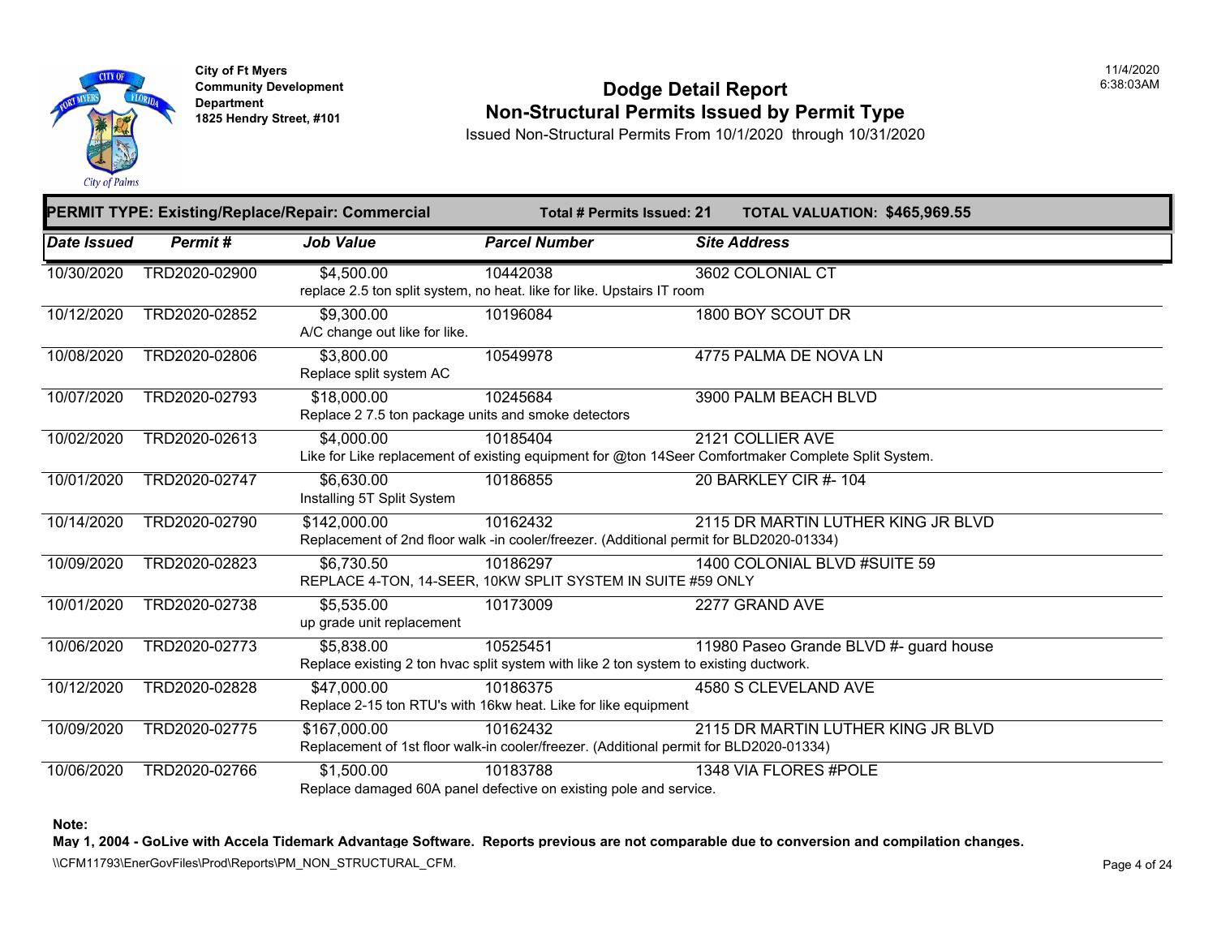City of Ft Myers
Community Development Department
1825 Hendry Street, #101

# Dodge Detail Report
## Non-Structural Permits Issued by Permit Type

Issued Non-Structural Permits From 10/1/2020 through 10/31/2020

**PERMIT TYPE: Existing/Replace/Repair: Commercial** | **Total # Permits Issued: 21** | **TOTAL VALUATION: $465,969.55**

| Date Issued | Permit # | Job Value | Parcel Number | Site Address |
|---|---|---|---|---|
| 10/30/2020 | TRD2020-02900 | $4,500.00 | 10442038 | 3602 COLONIAL CT |
| | | replace 2.5 ton split system, no heat. like for like. Upstairs IT room | | |
| 10/12/2020 | TRD2020-02852 | $9,300.00 | 10196084 | 1800 BOY SCOUT DR |
| | | A/C change out like for like. | | |
| 10/08/2020 | TRD2020-02806 | $3,800.00 | 10549978 | 4775 PALMA DE NOVA LN |
| | | Replace split system AC | | |
| 10/07/2020 | TRD2020-02793 | $18,000.00 | 10245684 | 3900 PALM BEACH BLVD |
| | | Replace 2 7.5 ton package units and smoke detectors | | |
| 10/02/2020 | TRD2020-02613 | $4,000.00 | 10185404 | 2121 COLLIER AVE |
| | | Like for Like replacement of existing equipment for @ton 14Seer Comfortmaker Complete Split System. | | |
| 10/01/2020 | TRD2020-02747 | $6,630.00 | 10186855 | 20 BARKLEY CIR #- 104 |
| | | Installing 5T Split System | | |
| 10/14/2020 | TRD2020-02790 | $142,000.00 | 10162432 | 2115 DR MARTIN LUTHER KING JR BLVD |
| | | Replacement of 2nd floor walk -in cooler/freezer. (Additional permit for BLD2020-01334) | | |
| 10/09/2020 | TRD2020-02823 | $6,730.50 | 10186297 | 1400 COLONIAL BLVD #SUITE 59 |
| | | REPLACE 4-TON, 14-SEER, 10KW SPLIT SYSTEM IN SUITE #59 ONLY | | |
| 10/01/2020 | TRD2020-02738 | $5,535.00 | 10173009 | 2277 GRAND AVE |
| | | up grade unit replacement | | |
| 10/06/2020 | TRD2020-02773 | $5,838.00 | 10525451 | 11980 Paseo Grande BLVD #- guard house |
| | | Replace existing 2 ton hvac split system with like 2 ton system to existing ductwork. | | |
| 10/12/2020 | TRD2020-02828 | $47,000.00 | 10186375 | 4580 S CLEVELAND AVE |
| | | Replace 2-15 ton RTU's with 16kw heat. Like for like equipment | | |
| 10/09/2020 | TRD2020-02775 | $167,000.00 | 10162432 | 2115 DR MARTIN LUTHER KING JR BLVD |
| | | Replacement of 1st floor walk-in cooler/freezer. (Additional permit for BLD2020-01334) | | |
| 10/06/2020 | TRD2020-02766 | $1,500.00 | 10183788 | 1348 VIA FLORES #POLE |
| | | Replace damaged 60A panel defective on existing pole and service. | | |

**Note:**
**May 1, 2004 - GoLive with Accela Tidemark Advantage Software. Reports previous are not comparable due to conversion and compilation changes.**

\\CFM11793\EnerGovFiles\Prod\Reports\PM_NON_STRUCTURAL_CFM.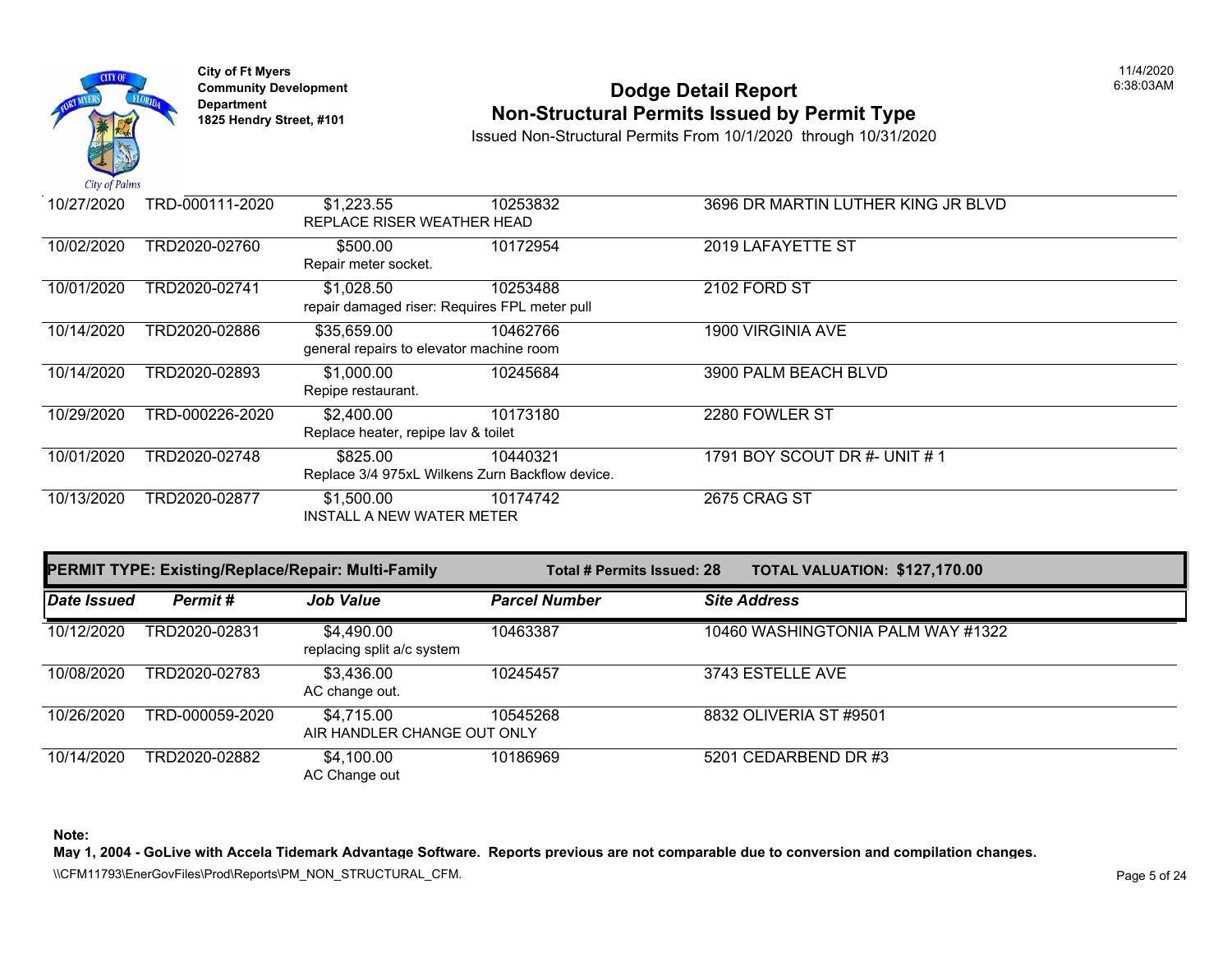City of Ft Myers
Community Development Department
1825 Hendry Street, #101

# Dodge Detail Report
## Non-Structural Permits Issued by Permit Type

Issued Non-Structural Permits From 10/1/2020 through 10/31/2020

11/4/2020
6:38:03AM

| Date Issued | Permit # | Job Value | Parcel Number | Site Address |
|---|---|---|---|---|
| 10/27/2020 | TRD-000111-2020 | $1,223.55<br>REPLACE RISER WEATHER HEAD | 10253832 | 3696 DR MARTIN LUTHER KING JR BLVD |
| 10/02/2020 | TRD2020-02760 | $500.00<br>Repair meter socket. | 10172954 | 2019 LAFAYETTE ST |
| 10/01/2020 | TRD2020-02741 | $1,028.50<br>repair damaged riser: Requires FPL meter pull | 10253488 | 2102 FORD ST |
| 10/14/2020 | TRD2020-02886 | $35,659.00<br>general repairs to elevator machine room | 10462766 | 1900 VIRGINIA AVE |
| 10/14/2020 | TRD2020-02893 | $1,000.00<br>Repipe restaurant. | 10245684 | 3900 PALM BEACH BLVD |
| 10/29/2020 | TRD-000226-2020 | $2,400.00<br>Replace heater, repipe lav & toilet | 10173180 | 2280 FOWLER ST |
| 10/01/2020 | TRD2020-02748 | $825.00<br>Replace 3/4 975xL Wilkens Zurn Backflow device. | 10440321 | 1791 BOY SCOUT DR #- UNIT # 1 |
| 10/13/2020 | TRD2020-02877 | $1,500.00<br>INSTALL A NEW WATER METER | 10174742 | 2675 CRAG ST |

**PERMIT TYPE: Existing/Replace/Repair: Multi-Family** **Total # Permits Issued: 28** **TOTAL VALUATION: $127,170.00**

| *Date Issued* | *Permit #* | *Job Value* | *Parcel Number* | *Site Address* |
|---|---|---|---|---|
| 10/12/2020 | TRD2020-02831 | $4,490.00<br>replacing split a/c system | 10463387 | 10460 WASHINGTONIA PALM WAY #1322 |
| 10/08/2020 | TRD2020-02783 | $3,436.00<br>AC change out. | 10245457 | 3743 ESTELLE AVE |
| 10/26/2020 | TRD-000059-2020 | $4,715.00<br>AIR HANDLER CHANGE OUT ONLY | 10545268 | 8832 OLIVERIA ST #9501 |
| 10/14/2020 | TRD2020-02882 | $4,100.00<br>AC Change out | 10186969 | 5201 CEDARBEND DR #3 |

**Note:**
**May 1, 2004 - GoLive with Accela Tidemark Advantage Software. Reports previous are not comparable due to conversion and compilation changes.**

\\CFM11793\EnerGovFiles\Prod\Reports\PM_NON_STRUCTURAL_CFM.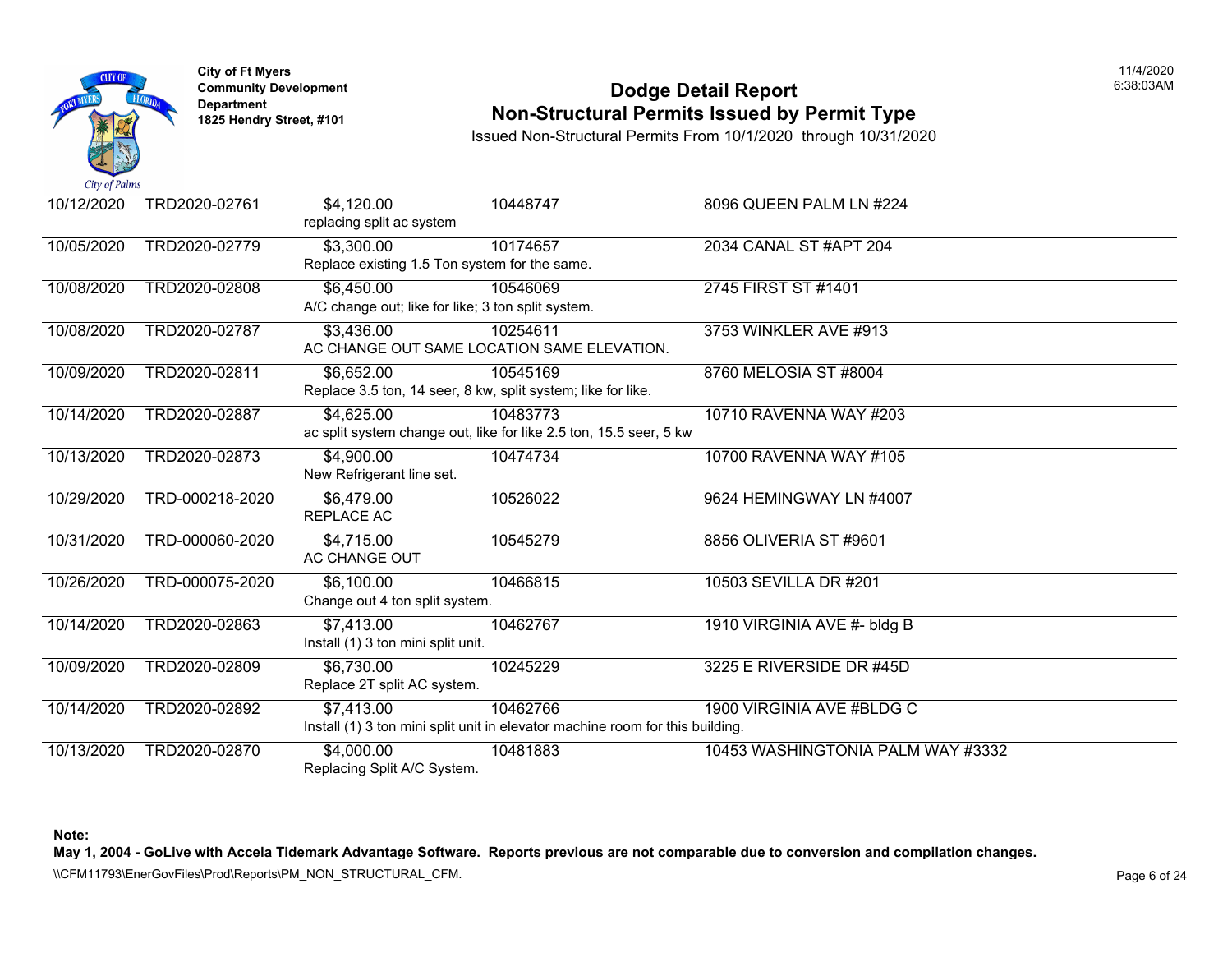City of Ft Myers
Community Development Department
1825 Hendry Street, #101

# Dodge Detail Report
## Non-Structural Permits Issued by Permit Type

Issued Non-Structural Permits From 10/1/2020 through 10/31/2020

| Date | Permit | Valuation / Description | Parcel | Address |
|---|---|---|---|---|
| 10/12/2020 | TRD2020-02761 | $4,120.00<br>replacing split ac system | 10448747 | 8096 QUEEN PALM LN #224 |
| 10/05/2020 | TRD2020-02779 | $3,300.00<br>Replace existing 1.5 Ton system for the same. | 10174657 | 2034 CANAL ST #APT 204 |
| 10/08/2020 | TRD2020-02808 | $6,450.00<br>A/C change out; like for like; 3 ton split system. | 10546069 | 2745 FIRST ST #1401 |
| 10/08/2020 | TRD2020-02787 | $3,436.00<br>AC CHANGE OUT SAME LOCATION SAME ELEVATION. | 10254611 | 3753 WINKLER AVE #913 |
| 10/09/2020 | TRD2020-02811 | $6,652.00<br>Replace 3.5 ton, 14 seer, 8 kw, split system; like for like. | 10545169 | 8760 MELOSIA ST #8004 |
| 10/14/2020 | TRD2020-02887 | $4,625.00<br>ac split system change out, like for like 2.5 ton, 15.5 seer, 5 kw | 10483773 | 10710 RAVENNA WAY #203 |
| 10/13/2020 | TRD2020-02873 | $4,900.00<br>New Refrigerant line set. | 10474734 | 10700 RAVENNA WAY #105 |
| 10/29/2020 | TRD-000218-2020 | $6,479.00<br>REPLACE AC | 10526022 | 9624 HEMINGWAY LN #4007 |
| 10/31/2020 | TRD-000060-2020 | $4,715.00<br>AC CHANGE OUT | 10545279 | 8856 OLIVERIA ST #9601 |
| 10/26/2020 | TRD-000075-2020 | $6,100.00<br>Change out 4 ton split system. | 10466815 | 10503 SEVILLA DR #201 |
| 10/14/2020 | TRD2020-02863 | $7,413.00<br>Install (1) 3 ton mini split unit. | 10462767 | 1910 VIRGINIA AVE #- bldg B |
| 10/09/2020 | TRD2020-02809 | $6,730.00<br>Replace 2T split AC system. | 10245229 | 3225 E RIVERSIDE DR #45D |
| 10/14/2020 | TRD2020-02892 | $7,413.00<br>Install (1) 3 ton mini split unit in elevator machine room for this building. | 10462766 | 1900 VIRGINIA AVE #BLDG C |
| 10/13/2020 | TRD2020-02870 | $4,000.00<br>Replacing Split A/C System. | 10481883 | 10453 WASHINGTONIA PALM WAY #3332 |

**Note:**
**May 1, 2004 - GoLive with Accela Tidemark Advantage Software. Reports previous are not comparable due to conversion and compilation changes.**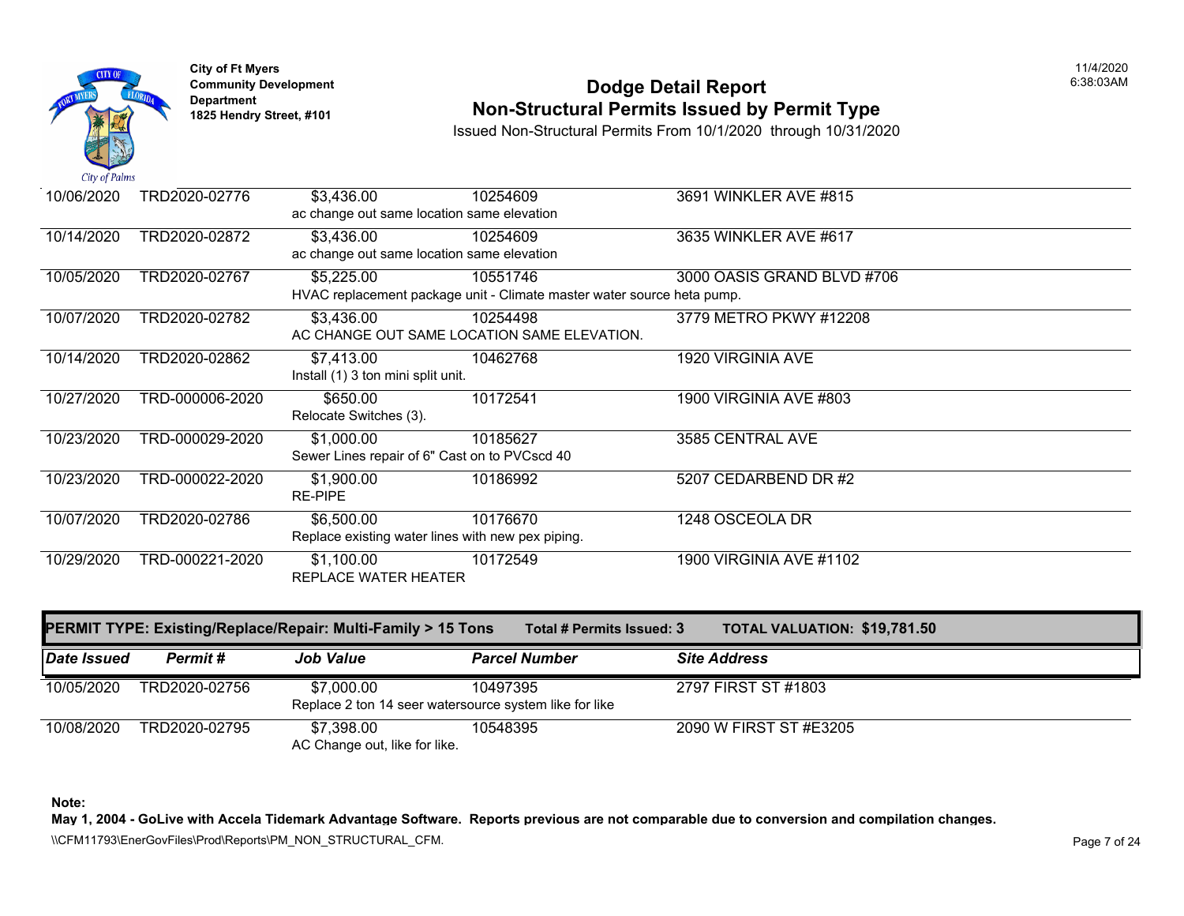| Date Issued | Permit # | Job Value | Parcel Number | Site Address |
|---|---|---|---|---|
| 10/06/2020 | TRD2020-02776 | $3,436.00 | 10254609 | 3691 WINKLER AVE #815 |
| | | ac change out same location same elevation | | |
| 10/14/2020 | TRD2020-02872 | $3,436.00 | 10254609 | 3635 WINKLER AVE #617 |
| | | ac change out same location same elevation | | |
| 10/05/2020 | TRD2020-02767 | $5,225.00 | 10551746 | 3000 OASIS GRAND BLVD #706 |
| | | HVAC replacement package unit - Climate master water source heta pump. | | |
| 10/07/2020 | TRD2020-02782 | $3,436.00 | 10254498 | 3779 METRO PKWY #12208 |
| | | AC CHANGE OUT SAME LOCATION SAME ELEVATION. | | |
| 10/14/2020 | TRD2020-02862 | $7,413.00 | 10462768 | 1920 VIRGINIA AVE |
| | | Install (1) 3 ton mini split unit. | | |
| 10/27/2020 | TRD-000006-2020 | $650.00 | 10172541 | 1900 VIRGINIA AVE #803 |
| | | Relocate Switches (3). | | |
| 10/23/2020 | TRD-000029-2020 | $1,000.00 | 10185627 | 3585 CENTRAL AVE |
| | | Sewer Lines repair of 6" Cast on to PVCscd 40 | | |
| 10/23/2020 | TRD-000022-2020 | $1,900.00 | 10186992 | 5207 CEDARBEND DR #2 |
| | | RE-PIPE | | |
| 10/07/2020 | TRD2020-02786 | $6,500.00 | 10176670 | 1248 OSCEOLA DR |
| | | Replace existing water lines with new pex piping. | | |
| 10/29/2020 | TRD-000221-2020 | $1,100.00 | 10172549 | 1900 VIRGINIA AVE #1102 |
| | | REPLACE WATER HEATER | | |

**PERMIT TYPE: Existing/Replace/Repair: Multi-Family > 15 Tons** — **Total # Permits Issued: 3** — **TOTAL VALUATION: $19,781.50**

| *Date Issued* | *Permit #* | *Job Value* | *Parcel Number* | *Site Address* |
|---|---|---|---|---|
| 10/05/2020 | TRD2020-02756 | $7,000.00 | 10497395 | 2797 FIRST ST #1803 |
| | | Replace 2 ton 14 seer watersource system like for like | | |
| 10/08/2020 | TRD2020-02795 | $7,398.00 | 10548395 | 2090 W FIRST ST #E3205 |
| | | AC Change out, like for like. | | |

**Note:**
**May 1, 2004 - GoLive with Accela Tidemark Advantage Software. Reports previous are not comparable due to conversion and compilation changes.**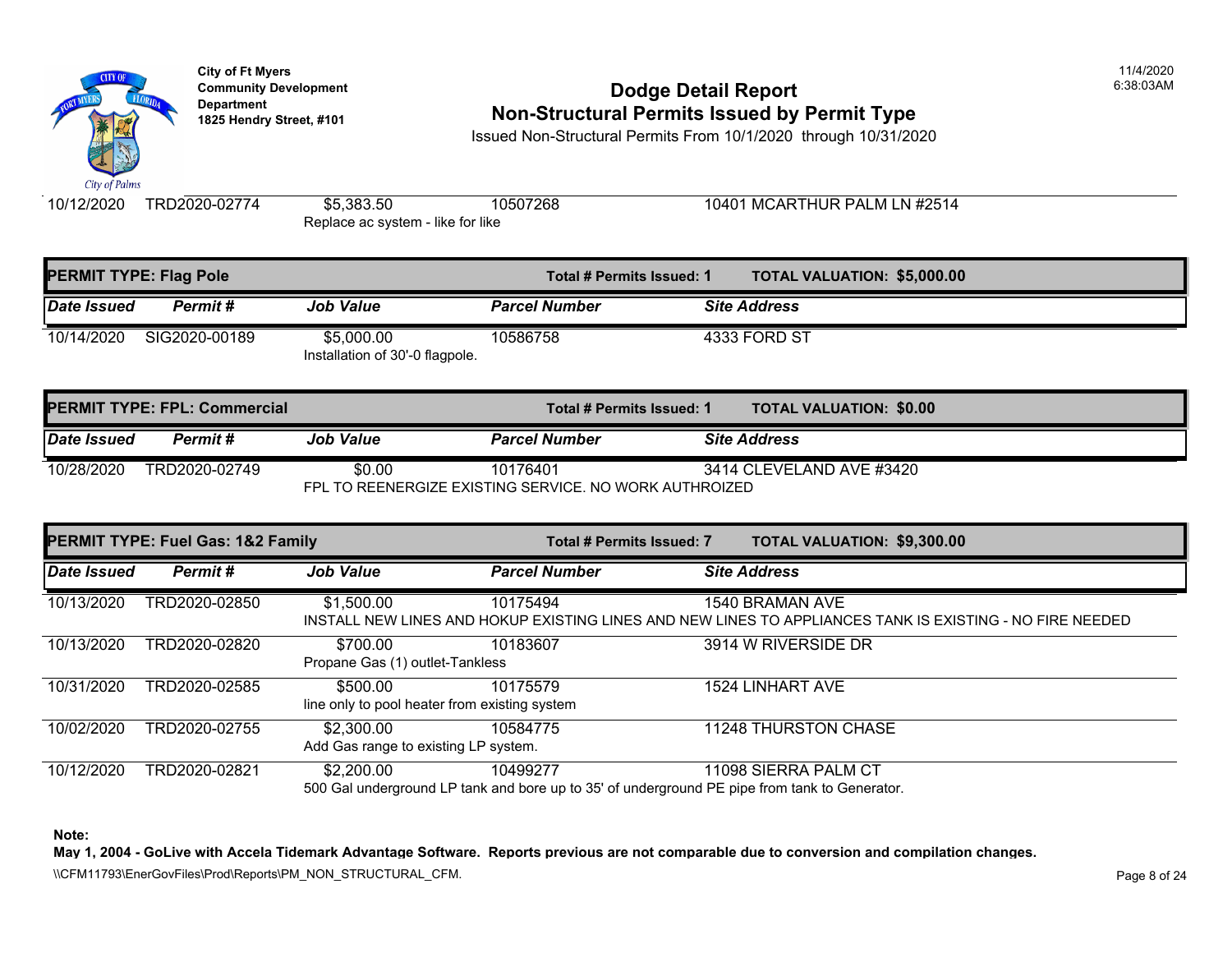| Date Issued | Permit # | Job Value | Parcel Number | Site Address |
|---|---|---|---|---|
| 10/12/2020 | TRD2020-02774 | $5,383.50 | 10507268 | 10401 MCARTHUR PALM LN #2514 |
| | | Replace ac system - like for like | | |

**PERMIT TYPE: Flag Pole** — **Total # Permits Issued: 1** — **TOTAL VALUATION: $5,000.00**

| Date Issued | Permit # | Job Value | Parcel Number | Site Address |
|---|---|---|---|---|
| 10/14/2020 | SIG2020-00189 | $5,000.00 | 10586758 | 4333 FORD ST |
| | | Installation of 30'-0 flagpole. | | |

**PERMIT TYPE: FPL: Commercial** — **Total # Permits Issued: 1** — **TOTAL VALUATION: $0.00**

| Date Issued | Permit # | Job Value | Parcel Number | Site Address |
|---|---|---|---|---|
| 10/28/2020 | TRD2020-02749 | $0.00 | 10176401 | 3414 CLEVELAND AVE #3420 |
| | | FPL TO REENERGIZE EXISTING SERVICE. NO WORK AUTHROIZED | | |

**PERMIT TYPE: Fuel Gas: 1&2 Family** — **Total # Permits Issued: 7** — **TOTAL VALUATION: $9,300.00**

| Date Issued | Permit # | Job Value | Parcel Number | Site Address |
|---|---|---|---|---|
| 10/13/2020 | TRD2020-02850 | $1,500.00 | 10175494 | 1540 BRAMAN AVE |
| | | INSTALL NEW LINES AND HOKUP EXISTING LINES AND NEW LINES TO APPLIANCES TANK IS EXISTING - NO FIRE NEEDED | | |
| 10/13/2020 | TRD2020-02820 | $700.00 | 10183607 | 3914 W RIVERSIDE DR |
| | | Propane Gas (1) outlet-Tankless | | |
| 10/31/2020 | TRD2020-02585 | $500.00 | 10175579 | 1524 LINHART AVE |
| | | line only to pool heater from existing system | | |
| 10/02/2020 | TRD2020-02755 | $2,300.00 | 10584775 | 11248 THURSTON CHASE |
| | | Add Gas range to existing LP system. | | |
| 10/12/2020 | TRD2020-02821 | $2,200.00 | 10499277 | 11098 SIERRA PALM CT |
| | | 500 Gal underground LP tank and bore up to 35' of underground PE pipe from tank to Generator. | | |

**Note:**

**May 1, 2004 - GoLive with Accela Tidemark Advantage Software. Reports previous are not comparable due to conversion and compilation changes.**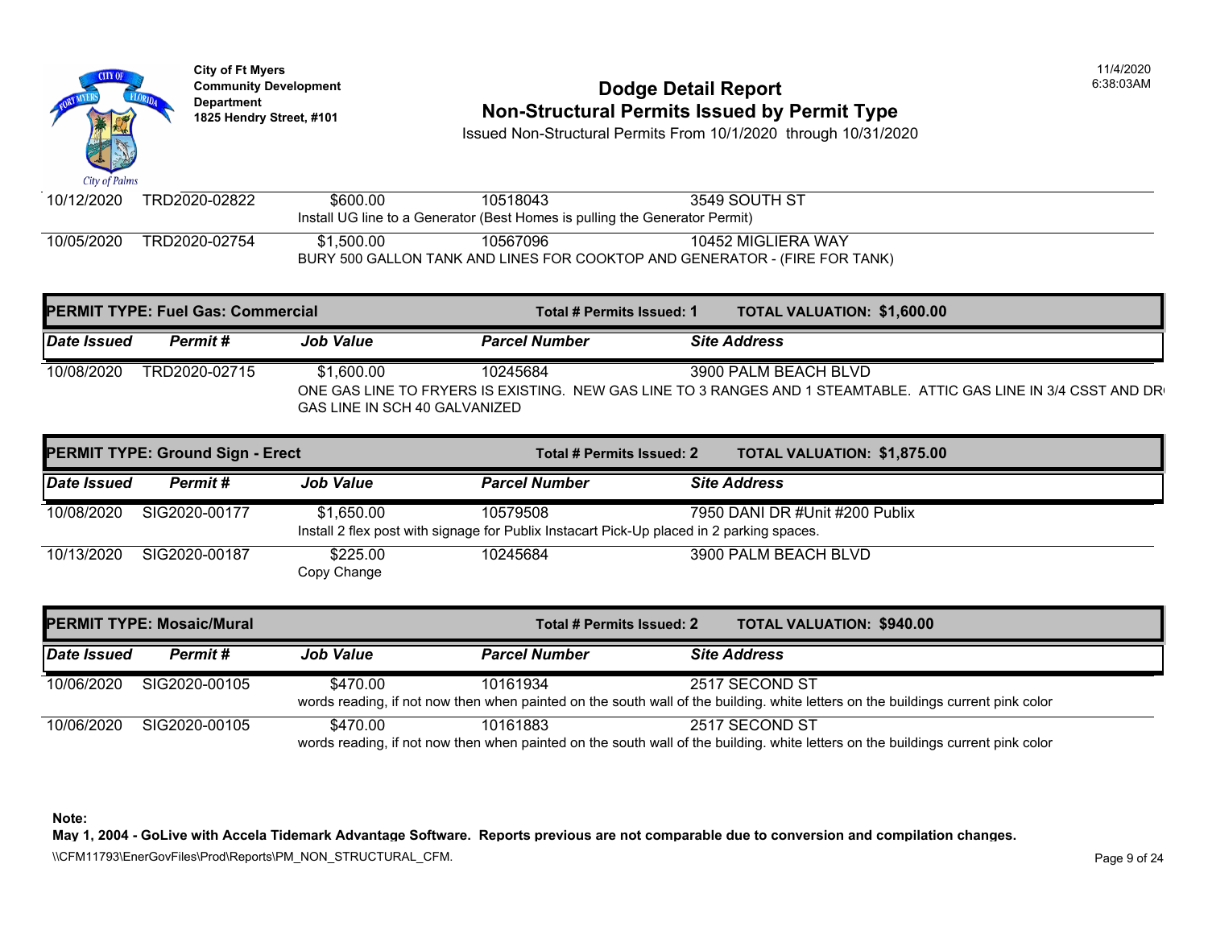| Date Issued | Permit # | Job Value | Parcel Number | Site Address |
|---|---|---|---|---|
| 10/12/2020 | TRD2020-02822 | $600.00 | 10518043 | 3549 SOUTH ST |
| | | Install UG line to a Generator (Best Homes is pulling the Generator Permit) | | |
| 10/05/2020 | TRD2020-02754 | $1,500.00 | 10567096 | 10452 MIGLIERA WAY |
| | | BURY 500 GALLON TANK AND LINES FOR COOKTOP AND GENERATOR - (FIRE FOR TANK) | | |

**PERMIT TYPE: Fuel Gas: Commercial** — **Total # Permits Issued: 1** — **TOTAL VALUATION: $1,600.00**

| *Date Issued* | *Permit #* | *Job Value* | *Parcel Number* | *Site Address* |
|---|---|---|---|---|
| 10/08/2020 | TRD2020-02715 | $1,600.00 | 10245684 | 3900 PALM BEACH BLVD |
| | | ONE GAS LINE TO FRYERS IS EXISTING. NEW GAS LINE TO 3 RANGES AND 1 STEAMTABLE. ATTIC GAS LINE IN 3/4 CSST AND DR GAS LINE IN SCH 40 GALVANIZED | | |

**PERMIT TYPE: Ground Sign - Erect** — **Total # Permits Issued: 2** — **TOTAL VALUATION: $1,875.00**

| *Date Issued* | *Permit #* | *Job Value* | *Parcel Number* | *Site Address* |
|---|---|---|---|---|
| 10/08/2020 | SIG2020-00177 | $1,650.00 | 10579508 | 7950 DANI DR #Unit #200 Publix |
| | | Install 2 flex post with signage for Publix Instacart Pick-Up placed in 2 parking spaces. | | |
| 10/13/2020 | SIG2020-00187 | $225.00 | 10245684 | 3900 PALM BEACH BLVD |
| | | Copy Change | | |

**PERMIT TYPE: Mosaic/Mural** — **Total # Permits Issued: 2** — **TOTAL VALUATION: $940.00**

| *Date Issued* | *Permit #* | *Job Value* | *Parcel Number* | *Site Address* |
|---|---|---|---|---|
| 10/06/2020 | SIG2020-00105 | $470.00 | 10161934 | 2517 SECOND ST |
| | | words reading, if not now then when painted on the south wall of the building. white letters on the buildings current pink color | | |
| 10/06/2020 | SIG2020-00105 | $470.00 | 10161883 | 2517 SECOND ST |
| | | words reading, if not now then when painted on the south wall of the building. white letters on the buildings current pink color | | |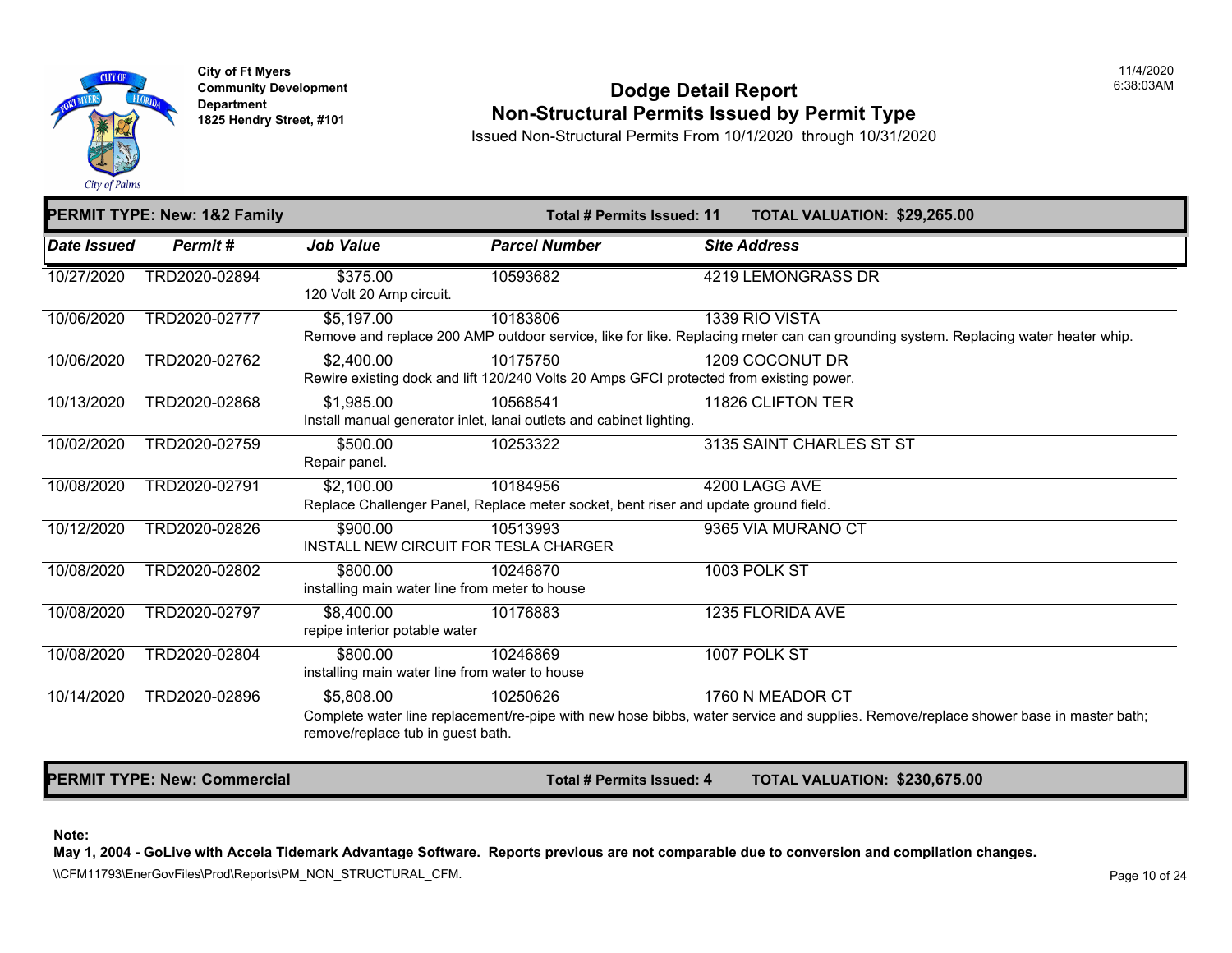City of Ft Myers
Community Development Department
1825 Hendry Street, #101

# Dodge Detail Report
## Non-Structural Permits Issued by Permit Type

Issued Non-Structural Permits From 10/1/2020 through 10/31/2020

**PERMIT TYPE: New: 1&2 Family** — **Total # Permits Issued: 11** — **TOTAL VALUATION: $29,265.00**

| Date Issued | Permit # | Job Value | Parcel Number | Site Address |
|---|---|---|---|---|
| 10/27/2020 | TRD2020-02894 | $375.00 | 10593682 | 4219 LEMONGRASS DR |
| | | 120 Volt 20 Amp circuit. | | |
| 10/06/2020 | TRD2020-02777 | $5,197.00 | 10183806 | 1339 RIO VISTA |
| | | Remove and replace 200 AMP outdoor service, like for like. Replacing meter can can grounding system. Replacing water heater whip. | | |
| 10/06/2020 | TRD2020-02762 | $2,400.00 | 10175750 | 1209 COCONUT DR |
| | | Rewire existing dock and lift 120/240 Volts 20 Amps GFCI protected from existing power. | | |
| 10/13/2020 | TRD2020-02868 | $1,985.00 | 10568541 | 11826 CLIFTON TER |
| | | Install manual generator inlet, lanai outlets and cabinet lighting. | | |
| 10/02/2020 | TRD2020-02759 | $500.00 | 10253322 | 3135 SAINT CHARLES ST ST |
| | | Repair panel. | | |
| 10/08/2020 | TRD2020-02791 | $2,100.00 | 10184956 | 4200 LAGG AVE |
| | | Replace Challenger Panel, Replace meter socket, bent riser and update ground field. | | |
| 10/12/2020 | TRD2020-02826 | $900.00 | 10513993 | 9365 VIA MURANO CT |
| | | INSTALL NEW CIRCUIT FOR TESLA CHARGER | | |
| 10/08/2020 | TRD2020-02802 | $800.00 | 10246870 | 1003 POLK ST |
| | | installing main water line from meter to house | | |
| 10/08/2020 | TRD2020-02797 | $8,400.00 | 10176883 | 1235 FLORIDA AVE |
| | | repipe interior potable water | | |
| 10/08/2020 | TRD2020-02804 | $800.00 | 10246869 | 1007 POLK ST |
| | | installing main water line from water to house | | |
| 10/14/2020 | TRD2020-02896 | $5,808.00 | 10250626 | 1760 N MEADOR CT |
| | | Complete water line replacement/re-pipe with new hose bibbs, water service and supplies. Remove/replace shower base in master bath; remove/replace tub in guest bath. | | |

**PERMIT TYPE: New: Commercial** — **Total # Permits Issued: 4** — **TOTAL VALUATION: $230,675.00**

**Note:**
**May 1, 2004 - GoLive with Accela Tidemark Advantage Software. Reports previous are not comparable due to conversion and compilation changes.**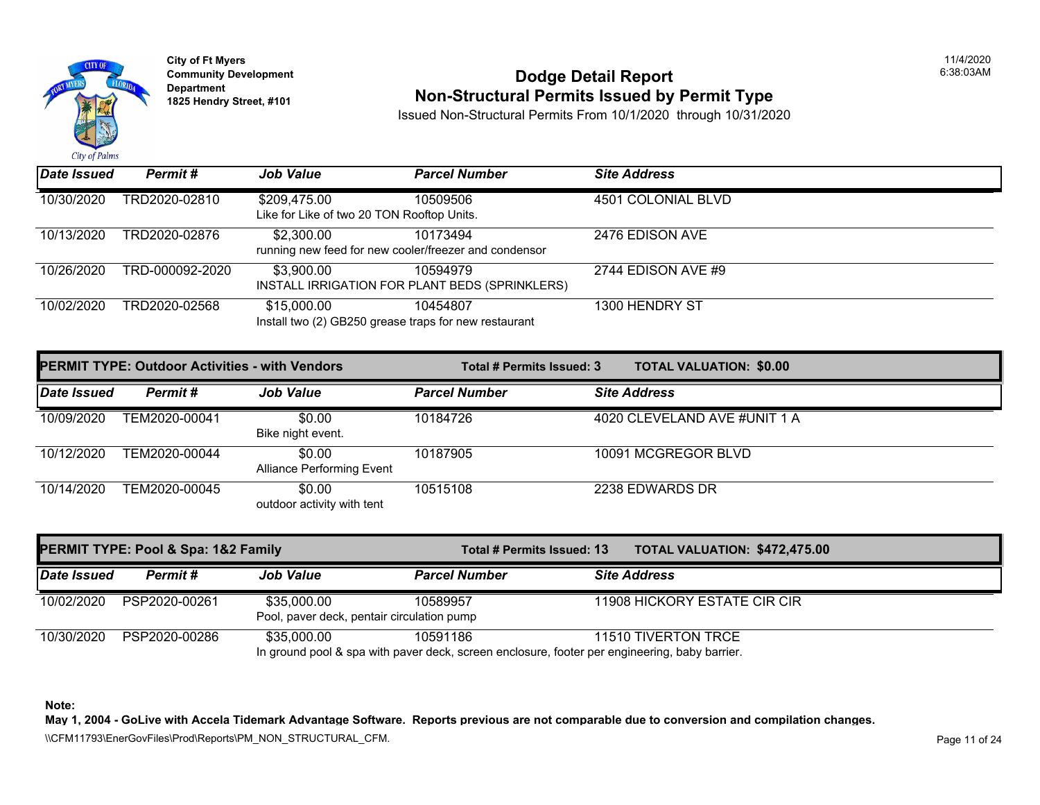| Date Issued | Permit # | Job Value | Parcel Number | Site Address |
|---|---|---|---|---|
| 10/30/2020 | TRD2020-02810 | $209,475.00 | 10509506 | 4501 COLONIAL BLVD |
| | | Like for Like of two 20 TON Rooftop Units. | | |
| 10/13/2020 | TRD2020-02876 | $2,300.00 | 10173494 | 2476 EDISON AVE |
| | | running new feed for new cooler/freezer and condensor | | |
| 10/26/2020 | TRD-000092-2020 | $3,900.00 | 10594979 | 2744 EDISON AVE #9 |
| | | INSTALL IRRIGATION FOR PLANT BEDS (SPRINKLERS) | | |
| 10/02/2020 | TRD2020-02568 | $15,000.00 | 10454807 | 1300 HENDRY ST |
| | | Install two (2) GB250 grease traps for new restaurant | | |

**PERMIT TYPE: Outdoor Activities - with Vendors** | **Total # Permits Issued: 3** | **TOTAL VALUATION: $0.00**

| Date Issued | Permit # | Job Value | Parcel Number | Site Address |
|---|---|---|---|---|
| 10/09/2020 | TEM2020-00041 | $0.00 | 10184726 | 4020 CLEVELAND AVE #UNIT 1 A |
| | | Bike night event. | | |
| 10/12/2020 | TEM2020-00044 | $0.00 | 10187905 | 10091 MCGREGOR BLVD |
| | | Alliance Performing Event | | |
| 10/14/2020 | TEM2020-00045 | $0.00 | 10515108 | 2238 EDWARDS DR |
| | | outdoor activity with tent | | |

**PERMIT TYPE: Pool & Spa: 1&2 Family** | **Total # Permits Issued: 13** | **TOTAL VALUATION: $472,475.00**

| Date Issued | Permit # | Job Value | Parcel Number | Site Address |
|---|---|---|---|---|
| 10/02/2020 | PSP2020-00261 | $35,000.00 | 10589957 | 11908 HICKORY ESTATE CIR CIR |
| | | Pool, paver deck, pentair circulation pump | | |
| 10/30/2020 | PSP2020-00286 | $35,000.00 | 10591186 | 11510 TIVERTON TRCE |
| | | In ground pool & spa with paver deck, screen enclosure, footer per engineering, baby barrier. | | |

**Note:**
**May 1, 2004 - GoLive with Accela Tidemark Advantage Software. Reports previous are not comparable due to conversion and compilation changes.**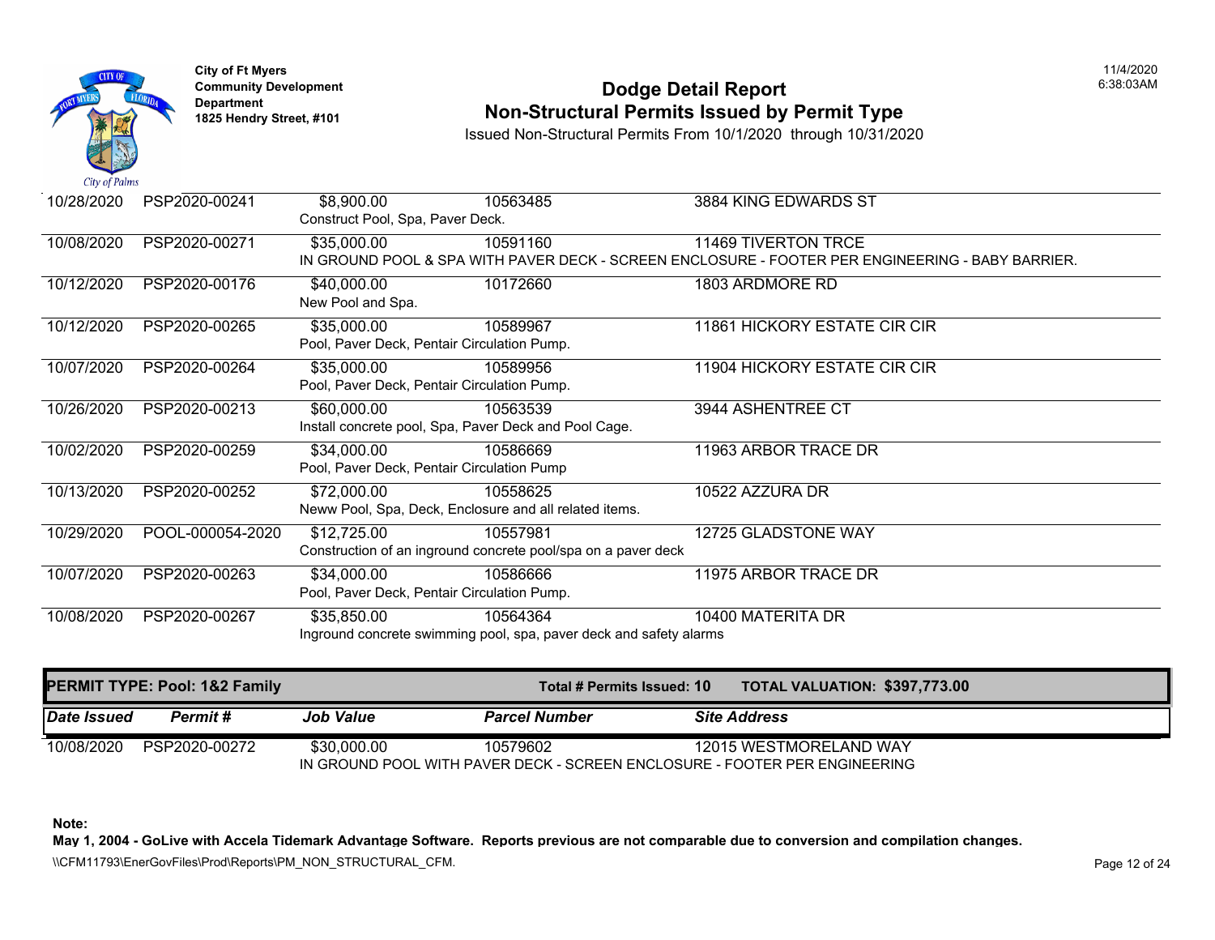**City of Ft Myers**
**Community Development Department**
**1825 Hendry Street, #101**

# Dodge Detail Report
## Non-Structural Permits Issued by Permit Type

Issued Non-Structural Permits From 10/1/2020 through 10/31/2020

11/4/2020 6:38:03AM

| Date Issued | Permit # | Job Value | Parcel Number | Site Address |
|---|---|---|---|---|
| 10/28/2020 | PSP2020-00241 | $8,900.00 | 10563485 | 3884 KING EDWARDS ST |
| | | Construct Pool, Spa, Paver Deck. | | |
| 10/08/2020 | PSP2020-00271 | $35,000.00 | 10591160 | 11469 TIVERTON TRCE |
| | | IN GROUND POOL & SPA WITH PAVER DECK - SCREEN ENCLOSURE - FOOTER PER ENGINEERING - BABY BARRIER. | | |
| 10/12/2020 | PSP2020-00176 | $40,000.00 | 10172660 | 1803 ARDMORE RD |
| | | New Pool and Spa. | | |
| 10/12/2020 | PSP2020-00265 | $35,000.00 | 10589967 | 11861 HICKORY ESTATE CIR CIR |
| | | Pool, Paver Deck, Pentair Circulation Pump. | | |
| 10/07/2020 | PSP2020-00264 | $35,000.00 | 10589956 | 11904 HICKORY ESTATE CIR CIR |
| | | Pool, Paver Deck, Pentair Circulation Pump. | | |
| 10/26/2020 | PSP2020-00213 | $60,000.00 | 10563539 | 3944 ASHENTREE CT |
| | | Install concrete pool, Spa, Paver Deck and Pool Cage. | | |
| 10/02/2020 | PSP2020-00259 | $34,000.00 | 10586669 | 11963 ARBOR TRACE DR |
| | | Pool, Paver Deck, Pentair Circulation Pump | | |
| 10/13/2020 | PSP2020-00252 | $72,000.00 | 10558625 | 10522 AZZURA DR |
| | | Neww Pool, Spa, Deck, Enclosure and all related items. | | |
| 10/29/2020 | POOL-000054-2020 | $12,725.00 | 10557981 | 12725 GLADSTONE WAY |
| | | Construction of an inground concrete pool/spa on a paver deck | | |
| 10/07/2020 | PSP2020-00263 | $34,000.00 | 10586666 | 11975 ARBOR TRACE DR |
| | | Pool, Paver Deck, Pentair Circulation Pump. | | |
| 10/08/2020 | PSP2020-00267 | $35,850.00 | 10564364 | 10400 MATERITA DR |
| | | Inground concrete swimming pool, spa, paver deck and safety alarms | | |

**PERMIT TYPE: Pool: 1&2 Family** — **Total # Permits Issued: 10** — **TOTAL VALUATION: $397,773.00**

| *Date Issued* | *Permit #* | *Job Value* | *Parcel Number* | *Site Address* |
|---|---|---|---|---|
| 10/08/2020 | PSP2020-00272 | $30,000.00 | 10579602 | 12015 WESTMORELAND WAY |
| | | IN GROUND POOL WITH PAVER DECK - SCREEN ENCLOSURE - FOOTER PER ENGINEERING | | |

**Note:**
**May 1, 2004 - GoLive with Accela Tidemark Advantage Software. Reports previous are not comparable due to conversion and compilation changes.**

\\CFM11793\EnerGovFiles\Prod\Reports\PM_NON_STRUCTURAL_CFM.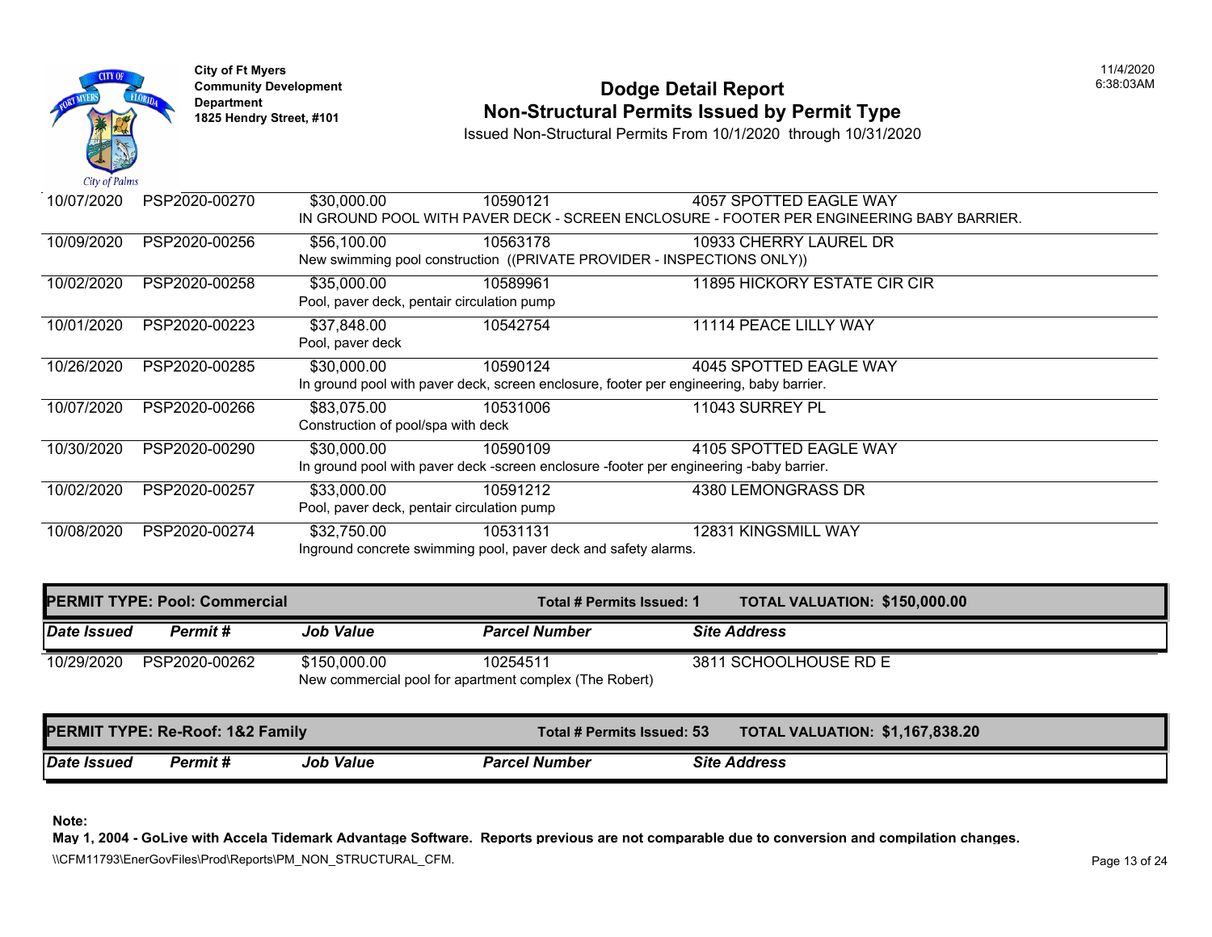City of Ft Myers
Community Development Department
1825 Hendry Street, #101

# Dodge Detail Report
## Non-Structural Permits Issued by Permit Type

Issued Non-Structural Permits From 10/1/2020 through 10/31/2020

| Date Issued | Permit # | Job Value | Parcel Number | Site Address |
|---|---|---|---|---|
| 10/07/2020 | PSP2020-00270 | $30,000.00 | 10590121 | 4057 SPOTTED EAGLE WAY |
| | | IN GROUND POOL WITH PAVER DECK - SCREEN ENCLOSURE - FOOTER PER ENGINEERING BABY BARRIER. | | |
| 10/09/2020 | PSP2020-00256 | $56,100.00 | 10563178 | 10933 CHERRY LAUREL DR |
| | | New swimming pool construction ((PRIVATE PROVIDER - INSPECTIONS ONLY)) | | |
| 10/02/2020 | PSP2020-00258 | $35,000.00 | 10589961 | 11895 HICKORY ESTATE CIR CIR |
| | | Pool, paver deck, pentair circulation pump | | |
| 10/01/2020 | PSP2020-00223 | $37,848.00 | 10542754 | 11114 PEACE LILLY WAY |
| | | Pool, paver deck | | |
| 10/26/2020 | PSP2020-00285 | $30,000.00 | 10590124 | 4045 SPOTTED EAGLE WAY |
| | | In ground pool with paver deck, screen enclosure, footer per engineering, baby barrier. | | |
| 10/07/2020 | PSP2020-00266 | $83,075.00 | 10531006 | 11043 SURREY PL |
| | | Construction of pool/spa with deck | | |
| 10/30/2020 | PSP2020-00290 | $30,000.00 | 10590109 | 4105 SPOTTED EAGLE WAY |
| | | In ground pool with paver deck -screen enclosure -footer per engineering -baby barrier. | | |
| 10/02/2020 | PSP2020-00257 | $33,000.00 | 10591212 | 4380 LEMONGRASS DR |
| | | Pool, paver deck, pentair circulation pump | | |
| 10/08/2020 | PSP2020-00274 | $32,750.00 | 10531131 | 12831 KINGSMILL WAY |
| | | Inground concrete swimming pool, paver deck and safety alarms. | | |

**PERMIT TYPE: Pool: Commercial** — **Total # Permits Issued: 1** — **TOTAL VALUATION: $150,000.00**

| Date Issued | Permit # | Job Value | Parcel Number | Site Address |
|---|---|---|---|---|
| 10/29/2020 | PSP2020-00262 | $150,000.00 | 10254511 | 3811 SCHOOLHOUSE RD E |
| | | New commercial pool for apartment complex (The Robert) | | |

**PERMIT TYPE: Re-Roof: 1&2 Family** — **Total # Permits Issued: 53** — **TOTAL VALUATION: $1,167,838.20**

| Date Issued | Permit # | Job Value | Parcel Number | Site Address |
|---|---|---|---|---|

**Note:**
**May 1, 2004 - GoLive with Accela Tidemark Advantage Software. Reports previous are not comparable due to conversion and compilation changes.**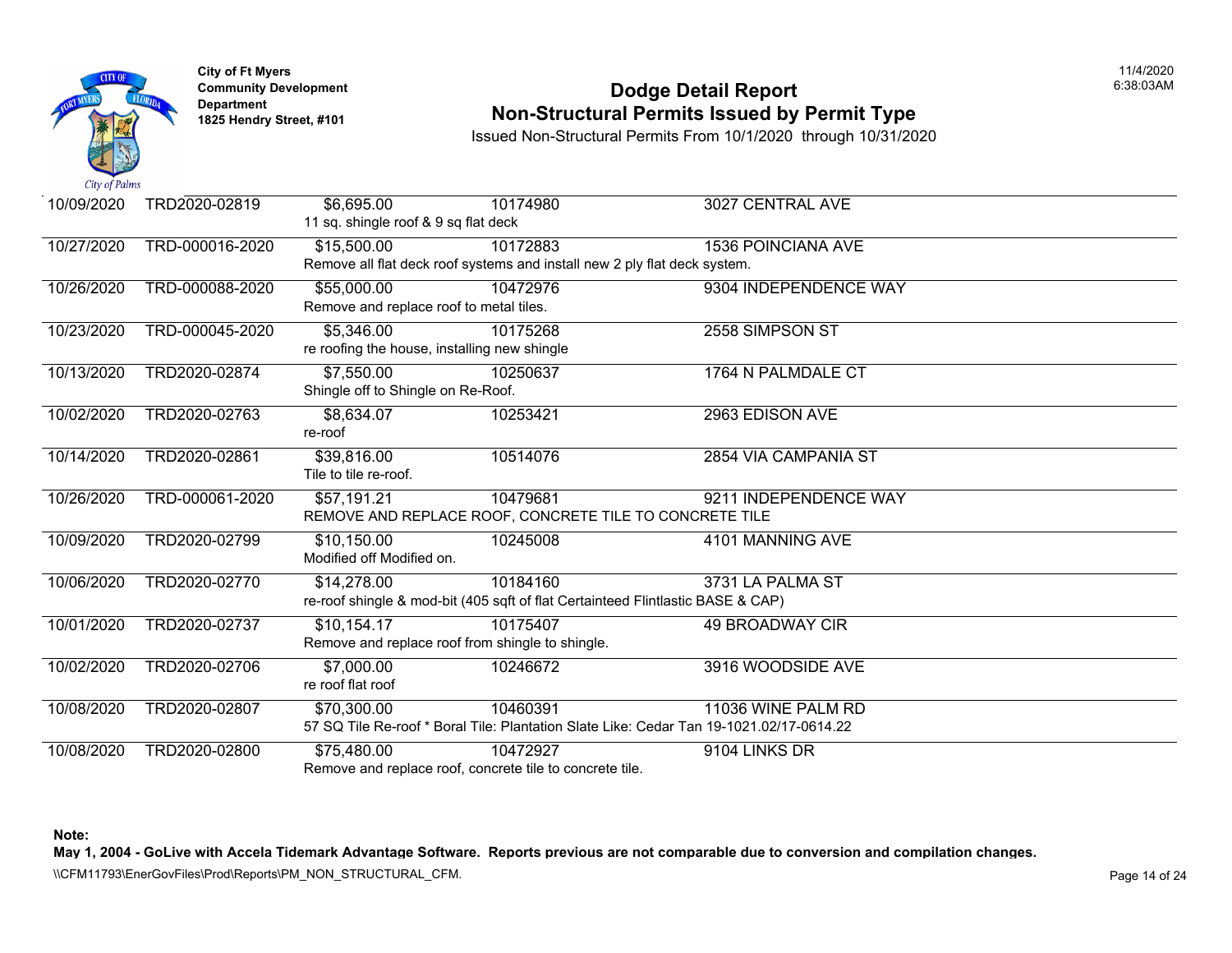City of Ft Myers
Community Development Department
1825 Hendry Street, #101

# Dodge Detail Report
## Non-Structural Permits Issued by Permit Type

Issued Non-Structural Permits From 10/1/2020 through 10/31/2020

11/4/2020
6:38:03AM

| Date | Permit # | Value | Parcel | Address |
|---|---|---|---|---|
| 10/09/2020 | TRD2020-02819 | $6,695.00 | 10174980 | 3027 CENTRAL AVE |
| | | 11 sq. shingle roof & 9 sq flat deck | | |
| 10/27/2020 | TRD-000016-2020 | $15,500.00 | 10172883 | 1536 POINCIANA AVE |
| | | Remove all flat deck roof systems and install new 2 ply flat deck system. | | |
| 10/26/2020 | TRD-000088-2020 | $55,000.00 | 10472976 | 9304 INDEPENDENCE WAY |
| | | Remove and replace roof to metal tiles. | | |
| 10/23/2020 | TRD-000045-2020 | $5,346.00 | 10175268 | 2558 SIMPSON ST |
| | | re roofing the house, installing new shingle | | |
| 10/13/2020 | TRD2020-02874 | $7,550.00 | 10250637 | 1764 N PALMDALE CT |
| | | Shingle off to Shingle on Re-Roof. | | |
| 10/02/2020 | TRD2020-02763 | $8,634.07 | 10253421 | 2963 EDISON AVE |
| | | re-roof | | |
| 10/14/2020 | TRD2020-02861 | $39,816.00 | 10514076 | 2854 VIA CAMPANIA ST |
| | | Tile to tile re-roof. | | |
| 10/26/2020 | TRD-000061-2020 | $57,191.21 | 10479681 | 9211 INDEPENDENCE WAY |
| | | REMOVE AND REPLACE ROOF, CONCRETE TILE TO CONCRETE TILE | | |
| 10/09/2020 | TRD2020-02799 | $10,150.00 | 10245008 | 4101 MANNING AVE |
| | | Modified off Modified on. | | |
| 10/06/2020 | TRD2020-02770 | $14,278.00 | 10184160 | 3731 LA PALMA ST |
| | | re-roof shingle & mod-bit (405 sqft of flat Certainteed Flintlastic BASE & CAP) | | |
| 10/01/2020 | TRD2020-02737 | $10,154.17 | 10175407 | 49 BROADWAY CIR |
| | | Remove and replace roof from shingle to shingle. | | |
| 10/02/2020 | TRD2020-02706 | $7,000.00 | 10246672 | 3916 WOODSIDE AVE |
| | | re roof flat roof | | |
| 10/08/2020 | TRD2020-02807 | $70,300.00 | 10460391 | 11036 WINE PALM RD |
| | | 57 SQ Tile Re-roof * Boral Tile: Plantation Slate Like: Cedar Tan 19-1021.02/17-0614.22 | | |
| 10/08/2020 | TRD2020-02800 | $75,480.00 | 10472927 | 9104 LINKS DR |
| | | Remove and replace roof, concrete tile to concrete tile. | | |

**Note:**

**May 1, 2004 - GoLive with Accela Tidemark Advantage Software. Reports previous are not comparable due to conversion and compilation changes.**

\\CFM11793\EnerGovFiles\Prod\Reports\PM_NON_STRUCTURAL_CFM.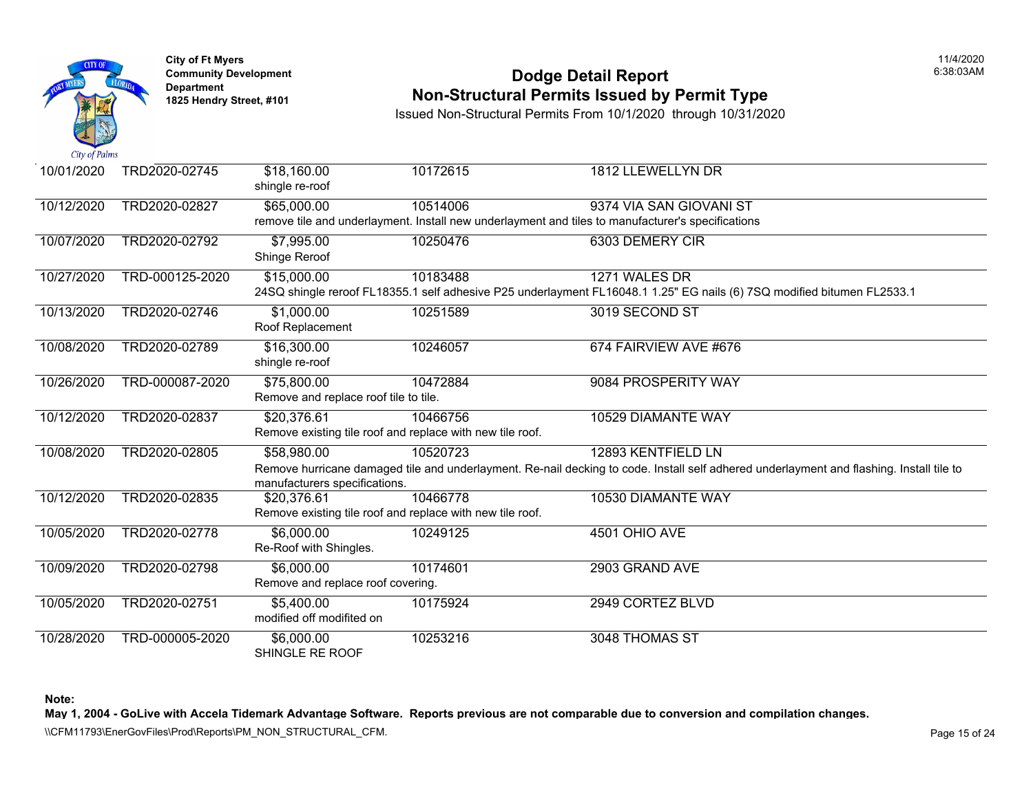City of Ft Myers
Community Development Department
1825 Hendry Street, #101

# Dodge Detail Report
## Non-Structural Permits Issued by Permit Type

Issued Non-Structural Permits From 10/1/2020 through 10/31/2020

11/4/2020
6:38:03AM

| Date | Permit # | Value / Description | Parcel | Address |
|---|---|---|---|---|
| 10/01/2020 | TRD2020-02745 | $18,160.00<br>shingle re-roof | 10172615 | 1812 LLEWELLYN DR |
| 10/12/2020 | TRD2020-02827 | $65,000.00<br>remove tile and underlayment. Install new underlayment and tiles to manufacturer's specifications | 10514006 | 9374 VIA SAN GIOVANI ST |
| 10/07/2020 | TRD2020-02792 | $7,995.00<br>Shinge Reroof | 10250476 | 6303 DEMERY CIR |
| 10/27/2020 | TRD-000125-2020 | $15,000.00<br>24SQ shingle reroof FL18355.1 self adhesive P25 underlayment FL16048.1 1.25" EG nails (6) 7SQ modified bitumen FL2533.1 | 10183488 | 1271 WALES DR |
| 10/13/2020 | TRD2020-02746 | $1,000.00<br>Roof Replacement | 10251589 | 3019 SECOND ST |
| 10/08/2020 | TRD2020-02789 | $16,300.00<br>shingle re-roof | 10246057 | 674 FAIRVIEW AVE #676 |
| 10/26/2020 | TRD-000087-2020 | $75,800.00<br>Remove and replace roof tile to tile. | 10472884 | 9084 PROSPERITY WAY |
| 10/12/2020 | TRD2020-02837 | $20,376.61<br>Remove existing tile roof and replace with new tile roof. | 10466756 | 10529 DIAMANTE WAY |
| 10/08/2020 | TRD2020-02805 | $58,980.00<br>Remove hurricane damaged tile and underlayment. Re-nail decking to code. Install self adhered underlayment and flashing. Install tile to manufacturers specifications. | 10520723 | 12893 KENTFIELD LN |
| 10/12/2020 | TRD2020-02835 | $20,376.61<br>Remove existing tile roof and replace with new tile roof. | 10466778 | 10530 DIAMANTE WAY |
| 10/05/2020 | TRD2020-02778 | $6,000.00<br>Re-Roof with Shingles. | 10249125 | 4501 OHIO AVE |
| 10/09/2020 | TRD2020-02798 | $6,000.00<br>Remove and replace roof covering. | 10174601 | 2903 GRAND AVE |
| 10/05/2020 | TRD2020-02751 | $5,400.00<br>modified off modifited on | 10175924 | 2949 CORTEZ BLVD |
| 10/28/2020 | TRD-000005-2020 | $6,000.00<br>SHINGLE RE ROOF | 10253216 | 3048 THOMAS ST |

**Note:**
**May 1, 2004 - GoLive with Accela Tidemark Advantage Software. Reports previous are not comparable due to conversion and compilation changes.**

\\CFM11793\EnerGovFiles\Prod\Reports\PM_NON_STRUCTURAL_CFM.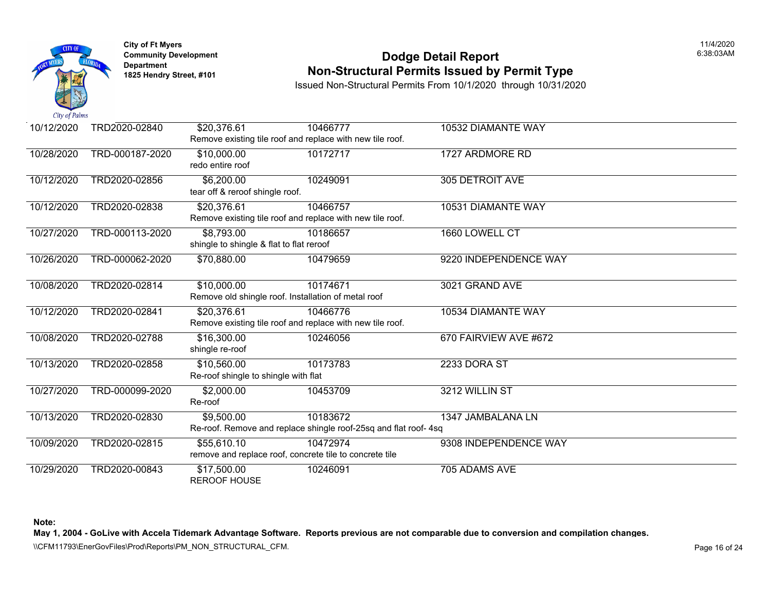City of Ft Myers
Community Development Department
1825 Hendry Street, #101

# Dodge Detail Report
## Non-Structural Permits Issued by Permit Type

Issued Non-Structural Permits From 10/1/2020 through 10/31/2020

11/4/2020 6:38:03AM

| Date | Permit | Value | Parcel | Address |
|---|---|---|---|---|
| 10/12/2020 | TRD2020-02840 | $20,376.61 | 10466777 | 10532 DIAMANTE WAY |
| | | Remove existing tile roof and replace with new tile roof. | | |
| 10/28/2020 | TRD-000187-2020 | $10,000.00 | 10172717 | 1727 ARDMORE RD |
| | | redo entire roof | | |
| 10/12/2020 | TRD2020-02856 | $6,200.00 | 10249091 | 305 DETROIT AVE |
| | | tear off & reroof shingle roof. | | |
| 10/12/2020 | TRD2020-02838 | $20,376.61 | 10466757 | 10531 DIAMANTE WAY |
| | | Remove existing tile roof and replace with new tile roof. | | |
| 10/27/2020 | TRD-000113-2020 | $8,793.00 | 10186657 | 1660 LOWELL CT |
| | | shingle to shingle & flat to flat reroof | | |
| 10/26/2020 | TRD-000062-2020 | $70,880.00 | 10479659 | 9220 INDEPENDENCE WAY |
| 10/08/2020 | TRD2020-02814 | $10,000.00 | 10174671 | 3021 GRAND AVE |
| | | Remove old shingle roof. Installation of metal roof | | |
| 10/12/2020 | TRD2020-02841 | $20,376.61 | 10466776 | 10534 DIAMANTE WAY |
| | | Remove existing tile roof and replace with new tile roof. | | |
| 10/08/2020 | TRD2020-02788 | $16,300.00 | 10246056 | 670 FAIRVIEW AVE #672 |
| | | shingle re-roof | | |
| 10/13/2020 | TRD2020-02858 | $10,560.00 | 10173783 | 2233 DORA ST |
| | | Re-roof shingle to shingle with flat | | |
| 10/27/2020 | TRD-000099-2020 | $2,000.00 | 10453709 | 3212 WILLIN ST |
| | | Re-roof | | |
| 10/13/2020 | TRD2020-02830 | $9,500.00 | 10183672 | 1347 JAMBALANA LN |
| | | Re-roof. Remove and replace shingle roof-25sq and flat roof- 4sq | | |
| 10/09/2020 | TRD2020-02815 | $55,610.10 | 10472974 | 9308 INDEPENDENCE WAY |
| | | remove and replace roof, concrete tile to concrete tile | | |
| 10/29/2020 | TRD2020-00843 | $17,500.00 | 10246091 | 705 ADAMS AVE |
| | | REROOF HOUSE | | |

**Note:**

**May 1, 2004 - GoLive with Accela Tidemark Advantage Software. Reports previous are not comparable due to conversion and compilation changes.**

\\CFM11793\EnerGovFiles\Prod\Reports\PM_NON_STRUCTURAL_CFM.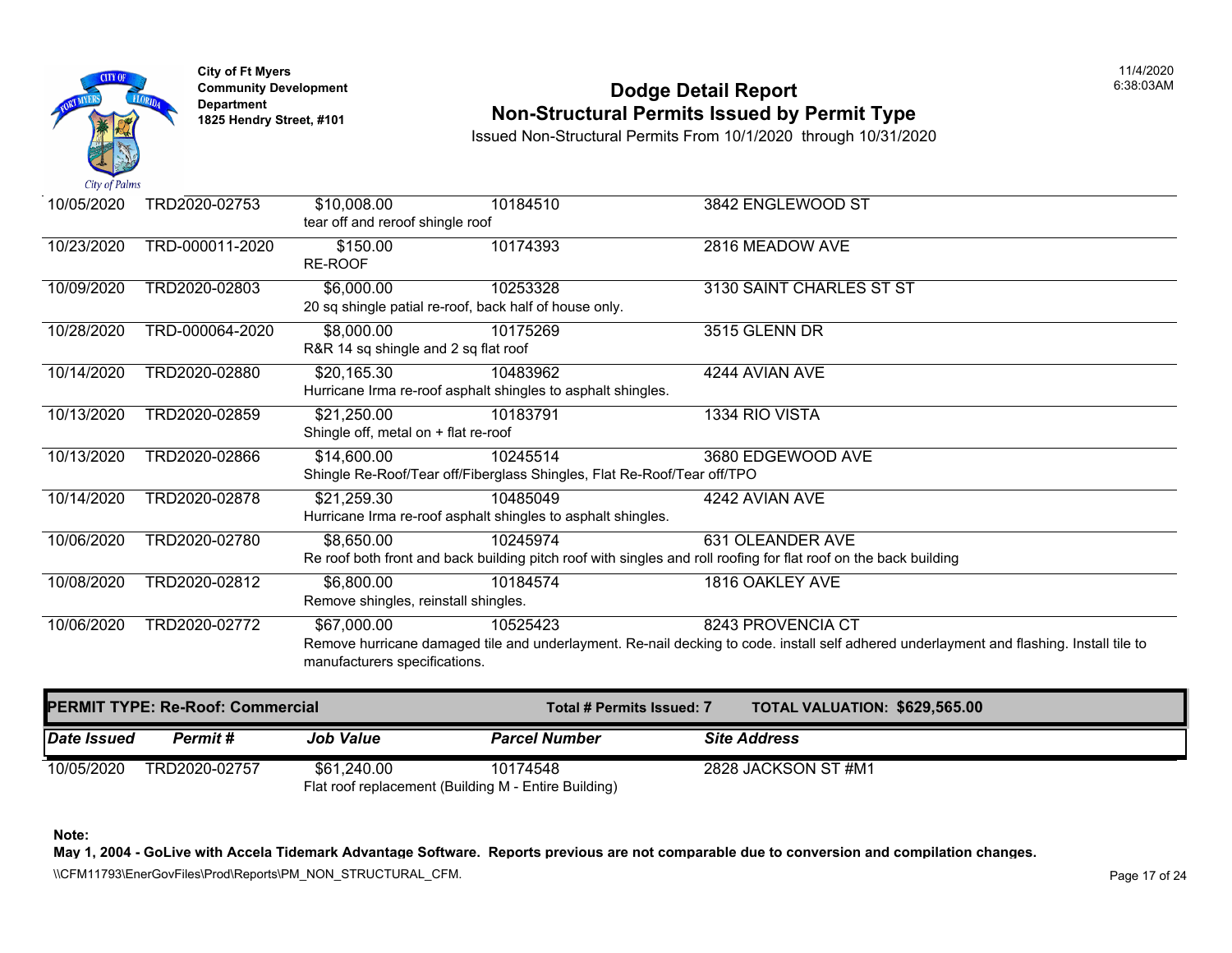City of Ft Myers
Community Development Department
1825 Hendry Street, #101

# Dodge Detail Report
## Non-Structural Permits Issued by Permit Type

Issued Non-Structural Permits From 10/1/2020 through 10/31/2020

11/4/2020 6:38:03AM

| Date Issued | Permit # | Job Value | Parcel Number | Site Address |
|---|---|---|---|---|
| 10/05/2020 | TRD2020-02753 | $10,008.00 | 10184510 | 3842 ENGLEWOOD ST |
| | | tear off and reroof shingle roof | | |
| 10/23/2020 | TRD-000011-2020 | $150.00 | 10174393 | 2816 MEADOW AVE |
| | | RE-ROOF | | |
| 10/09/2020 | TRD2020-02803 | $6,000.00 | 10253328 | 3130 SAINT CHARLES ST ST |
| | | 20 sq shingle patial re-roof, back half of house only. | | |
| 10/28/2020 | TRD-000064-2020 | $8,000.00 | 10175269 | 3515 GLENN DR |
| | | R&R 14 sq shingle and 2 sq flat roof | | |
| 10/14/2020 | TRD2020-02880 | $20,165.30 | 10483962 | 4244 AVIAN AVE |
| | | Hurricane Irma re-roof asphalt shingles to asphalt shingles. | | |
| 10/13/2020 | TRD2020-02859 | $21,250.00 | 10183791 | 1334 RIO VISTA |
| | | Shingle off, metal on + flat re-roof | | |
| 10/13/2020 | TRD2020-02866 | $14,600.00 | 10245514 | 3680 EDGEWOOD AVE |
| | | Shingle Re-Roof/Tear off/Fiberglass Shingles, Flat Re-Roof/Tear off/TPO | | |
| 10/14/2020 | TRD2020-02878 | $21,259.30 | 10485049 | 4242 AVIAN AVE |
| | | Hurricane Irma re-roof asphalt shingles to asphalt shingles. | | |
| 10/06/2020 | TRD2020-02780 | $8,650.00 | 10245974 | 631 OLEANDER AVE |
| | | Re roof both front and back building pitch roof with singles and roll roofing for flat roof on the back building | | |
| 10/08/2020 | TRD2020-02812 | $6,800.00 | 10184574 | 1816 OAKLEY AVE |
| | | Remove shingles, reinstall shingles. | | |
| 10/06/2020 | TRD2020-02772 | $67,000.00 | 10525423 | 8243 PROVENCIA CT |
| | | Remove hurricane damaged tile and underlayment. Re-nail decking to code. install self adhered underlayment and flashing. Install tile to manufacturers specifications. | | |

**PERMIT TYPE: Re-Roof: Commercial** — **Total # Permits Issued: 7** — **TOTAL VALUATION: $629,565.00**

| *Date Issued* | *Permit #* | *Job Value* | *Parcel Number* | *Site Address* |
|---|---|---|---|---|
| 10/05/2020 | TRD2020-02757 | $61,240.00 | 10174548 | 2828 JACKSON ST #M1 |
| | | Flat roof replacement (Building M - Entire Building) | | |

**Note:**
**May 1, 2004 - GoLive with Accela Tidemark Advantage Software. Reports previous are not comparable due to conversion and compilation changes.**

\\CFM11793\EnerGovFiles\Prod\Reports\PM_NON_STRUCTURAL_CFM.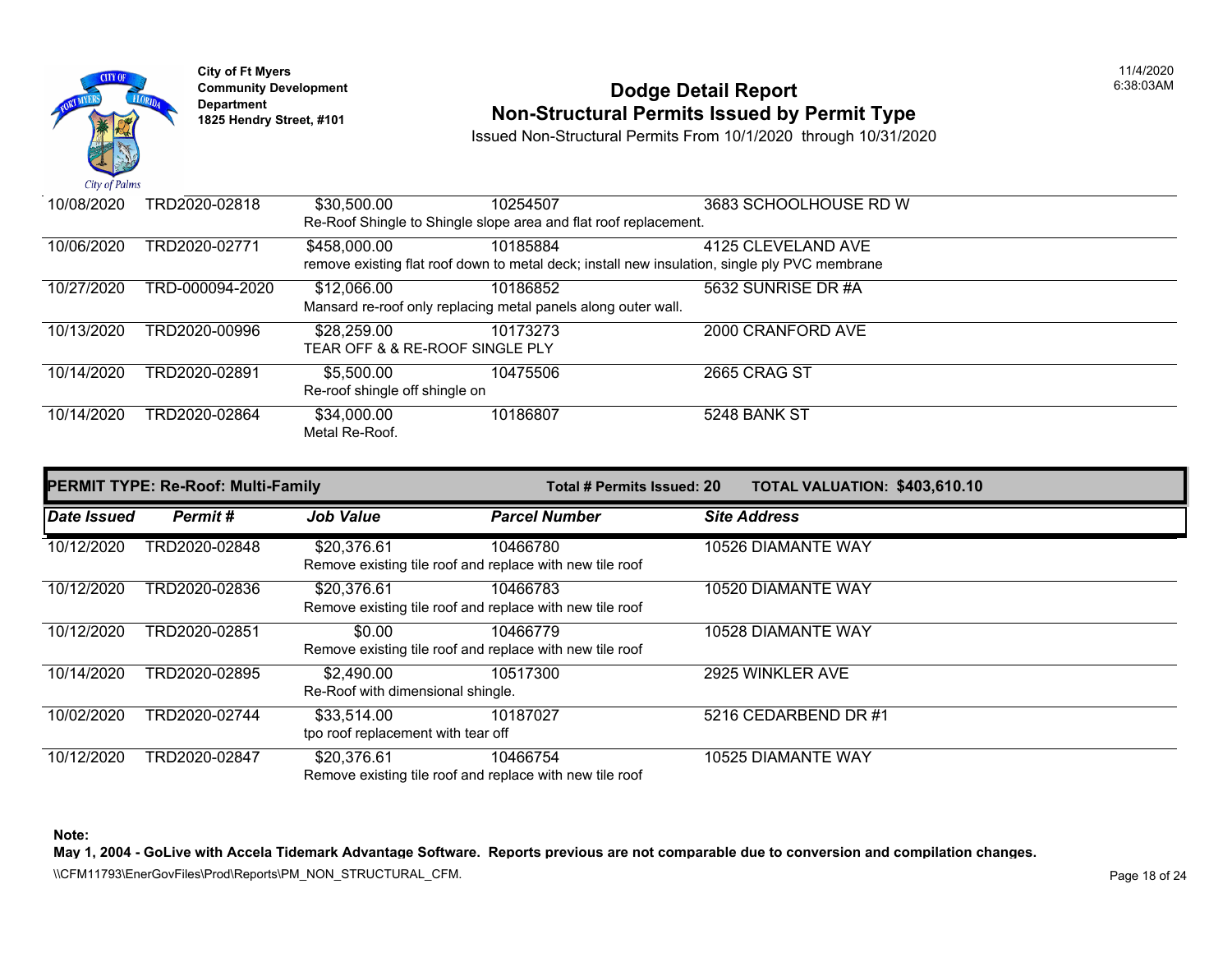| Date Issued | Permit # | Job Value | Parcel Number | Site Address |
|---|---|---|---|---|
| 10/08/2020 | TRD2020-02818 | $30,500.00 | 10254507 | 3683 SCHOOLHOUSE RD W |
| | | Re-Roof Shingle to Shingle slope area and flat roof replacement. | | |
| 10/06/2020 | TRD2020-02771 | $458,000.00 | 10185884 | 4125 CLEVELAND AVE |
| | | remove existing flat roof down to metal deck; install new insulation, single ply PVC membrane | | |
| 10/27/2020 | TRD-000094-2020 | $12,066.00 | 10186852 | 5632 SUNRISE DR #A |
| | | Mansard re-roof only replacing metal panels along outer wall. | | |
| 10/13/2020 | TRD2020-00996 | $28,259.00 | 10173273 | 2000 CRANFORD AVE |
| | | TEAR OFF & & RE-ROOF SINGLE PLY | | |
| 10/14/2020 | TRD2020-02891 | $5,500.00 | 10475506 | 2665 CRAG ST |
| | | Re-roof shingle off shingle on | | |
| 10/14/2020 | TRD2020-02864 | $34,000.00 | 10186807 | 5248 BANK ST |
| | | Metal Re-Roof. | | |

**PERMIT TYPE: Re-Roof: Multi-Family** | **Total # Permits Issued: 20** | **TOTAL VALUATION: $403,610.10**

| Date Issued | Permit # | Job Value | Parcel Number | Site Address |
|---|---|---|---|---|
| 10/12/2020 | TRD2020-02848 | $20,376.61 | 10466780 | 10526 DIAMANTE WAY |
| | | Remove existing tile roof and replace with new tile roof | | |
| 10/12/2020 | TRD2020-02836 | $20,376.61 | 10466783 | 10520 DIAMANTE WAY |
| | | Remove existing tile roof and replace with new tile roof | | |
| 10/12/2020 | TRD2020-02851 | $0.00 | 10466779 | 10528 DIAMANTE WAY |
| | | Remove existing tile roof and replace with new tile roof | | |
| 10/14/2020 | TRD2020-02895 | $2,490.00 | 10517300 | 2925 WINKLER AVE |
| | | Re-Roof with dimensional shingle. | | |
| 10/02/2020 | TRD2020-02744 | $33,514.00 | 10187027 | 5216 CEDARBEND DR #1 |
| | | tpo roof replacement with tear off | | |
| 10/12/2020 | TRD2020-02847 | $20,376.61 | 10466754 | 10525 DIAMANTE WAY |
| | | Remove existing tile roof and replace with new tile roof | | |

**Note:**
**May 1, 2004 - GoLive with Accela Tidemark Advantage Software. Reports previous are not comparable due to conversion and compilation changes.**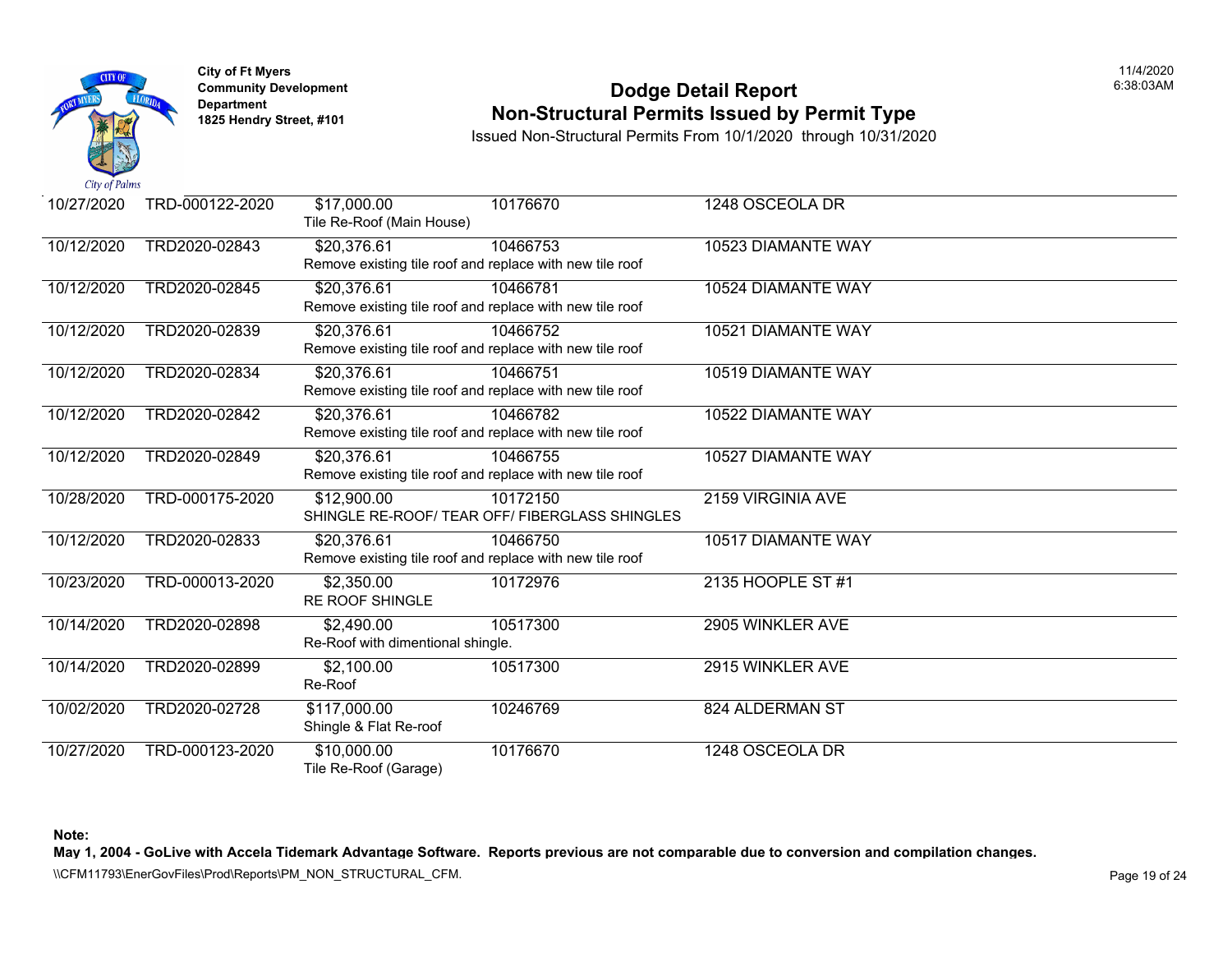City of Ft Myers
Community Development Department
1825 Hendry Street, #101

# Dodge Detail Report
## Non-Structural Permits Issued by Permit Type

Issued Non-Structural Permits From 10/1/2020 through 10/31/2020

11/4/2020
6:38:03AM

| Date | Permit | Value / Description | Parcel | Address |
|---|---|---|---|---|
| 10/27/2020 | TRD-000122-2020 | $17,000.00<br>Tile Re-Roof (Main House) | 10176670 | 1248 OSCEOLA DR |
| 10/12/2020 | TRD2020-02843 | $20,376.61<br>Remove existing tile roof and replace with new tile roof | 10466753 | 10523 DIAMANTE WAY |
| 10/12/2020 | TRD2020-02845 | $20,376.61<br>Remove existing tile roof and replace with new tile roof | 10466781 | 10524 DIAMANTE WAY |
| 10/12/2020 | TRD2020-02839 | $20,376.61<br>Remove existing tile roof and replace with new tile roof | 10466752 | 10521 DIAMANTE WAY |
| 10/12/2020 | TRD2020-02834 | $20,376.61<br>Remove existing tile roof and replace with new tile roof | 10466751 | 10519 DIAMANTE WAY |
| 10/12/2020 | TRD2020-02842 | $20,376.61<br>Remove existing tile roof and replace with new tile roof | 10466782 | 10522 DIAMANTE WAY |
| 10/12/2020 | TRD2020-02849 | $20,376.61<br>Remove existing tile roof and replace with new tile roof | 10466755 | 10527 DIAMANTE WAY |
| 10/28/2020 | TRD-000175-2020 | $12,900.00<br>SHINGLE RE-ROOF/ TEAR OFF/ FIBERGLASS SHINGLES | 10172150 | 2159 VIRGINIA AVE |
| 10/12/2020 | TRD2020-02833 | $20,376.61<br>Remove existing tile roof and replace with new tile roof | 10466750 | 10517 DIAMANTE WAY |
| 10/23/2020 | TRD-000013-2020 | $2,350.00<br>RE ROOF SHINGLE | 10172976 | 2135 HOOPLE ST #1 |
| 10/14/2020 | TRD2020-02898 | $2,490.00<br>Re-Roof with dimentional shingle. | 10517300 | 2905 WINKLER AVE |
| 10/14/2020 | TRD2020-02899 | $2,100.00<br>Re-Roof | 10517300 | 2915 WINKLER AVE |
| 10/02/2020 | TRD2020-02728 | $117,000.00<br>Shingle & Flat Re-roof | 10246769 | 824 ALDERMAN ST |
| 10/27/2020 | TRD-000123-2020 | $10,000.00<br>Tile Re-Roof (Garage) | 10176670 | 1248 OSCEOLA DR |

**Note:**
**May 1, 2004 - GoLive with Accela Tidemark Advantage Software. Reports previous are not comparable due to conversion and compilation changes.**

\\CFM11793\EnerGovFiles\Prod\Reports\PM_NON_STRUCTURAL_CFM.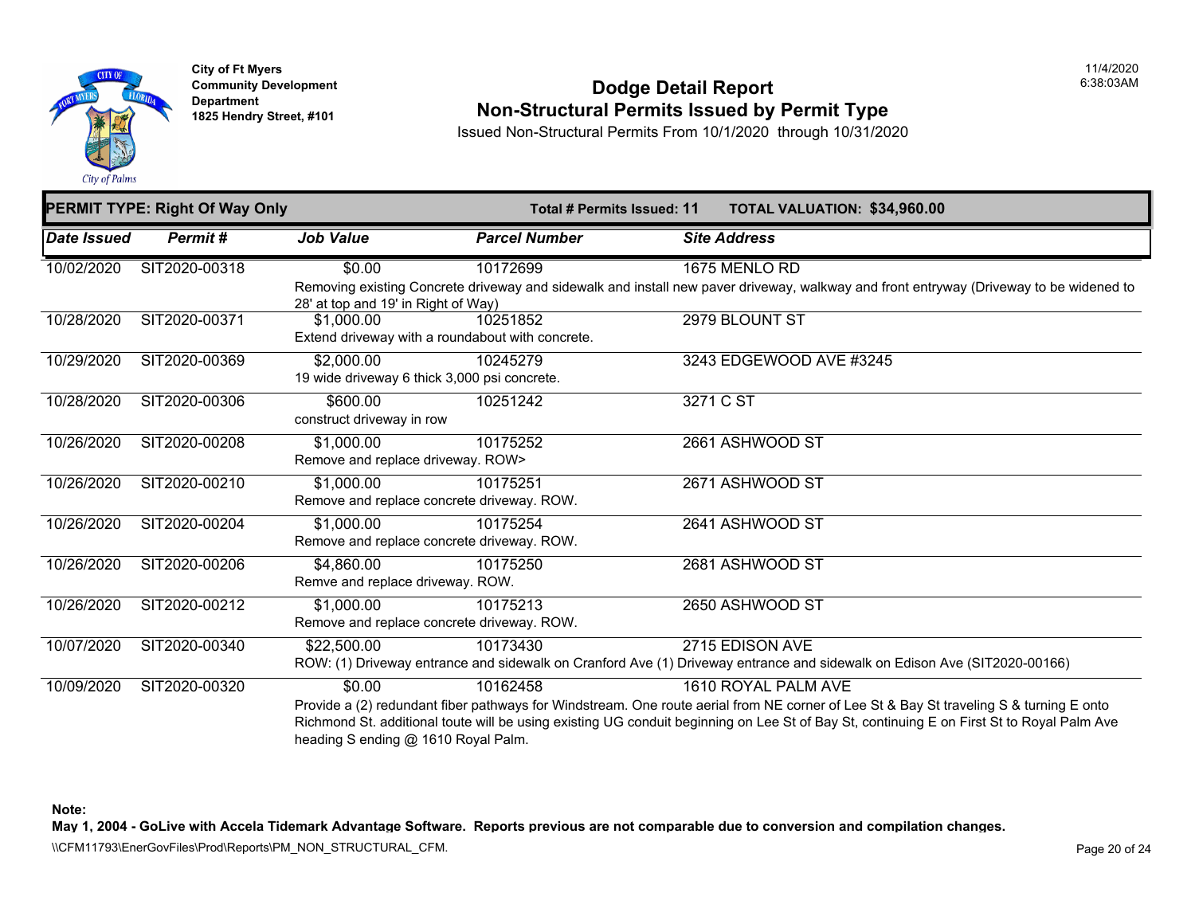City of Ft Myers
Community Development Department
1825 Hendry Street, #101

11/4/2020
6:38:03AM

# Dodge Detail Report
## Non-Structural Permits Issued by Permit Type

Issued Non-Structural Permits From 10/1/2020 through 10/31/2020

**PERMIT TYPE: Right Of Way Only** **Total # Permits Issued: 11** **TOTAL VALUATION: $34,960.00**

| Date Issued | Permit # | Job Value | Parcel Number | Site Address |
|---|---|---|---|---|
| 10/02/2020 | SIT2020-00318 | $0.00 | 10172699 | 1675 MENLO RD |
| | | Removing existing Concrete driveway and sidewalk and install new paver driveway, walkway and front entryway (Driveway to be widened to 28' at top and 19' in Right of Way) | | |
| 10/28/2020 | SIT2020-00371 | $1,000.00 | 10251852 | 2979 BLOUNT ST |
| | | Extend driveway with a roundabout with concrete. | | |
| 10/29/2020 | SIT2020-00369 | $2,000.00 | 10245279 | 3243 EDGEWOOD AVE #3245 |
| | | 19 wide driveway 6 thick 3,000 psi concrete. | | |
| 10/28/2020 | SIT2020-00306 | $600.00 | 10251242 | 3271 C ST |
| | | construct driveway in row | | |
| 10/26/2020 | SIT2020-00208 | $1,000.00 | 10175252 | 2661 ASHWOOD ST |
| | | Remove and replace driveway. ROW> | | |
| 10/26/2020 | SIT2020-00210 | $1,000.00 | 10175251 | 2671 ASHWOOD ST |
| | | Remove and replace concrete driveway. ROW. | | |
| 10/26/2020 | SIT2020-00204 | $1,000.00 | 10175254 | 2641 ASHWOOD ST |
| | | Remove and replace concrete driveway. ROW. | | |
| 10/26/2020 | SIT2020-00206 | $4,860.00 | 10175250 | 2681 ASHWOOD ST |
| | | Remve and replace driveway. ROW. | | |
| 10/26/2020 | SIT2020-00212 | $1,000.00 | 10175213 | 2650 ASHWOOD ST |
| | | Remove and replace concrete driveway. ROW. | | |
| 10/07/2020 | SIT2020-00340 | $22,500.00 | 10173430 | 2715 EDISON AVE |
| | | ROW: (1) Driveway entrance and sidewalk on Cranford Ave (1) Driveway entrance and sidewalk on Edison Ave (SIT2020-00166) | | |
| 10/09/2020 | SIT2020-00320 | $0.00 | 10162458 | 1610 ROYAL PALM AVE |
| | | Provide a (2) redundant fiber pathways for Windstream. One route aerial from NE corner of Lee St & Bay St traveling S & turning E onto Richmond St. additional toute will be using existing UG conduit beginning on Lee St of Bay St, continuing E on First St to Royal Palm Ave heading S ending @ 1610 Royal Palm. | | |

**Note:**
**May 1, 2004 - GoLive with Accela Tidemark Advantage Software. Reports previous are not comparable due to conversion and compilation changes.**

\\CFM11793\EnerGovFiles\Prod\Reports\PM_NON_STRUCTURAL_CFM.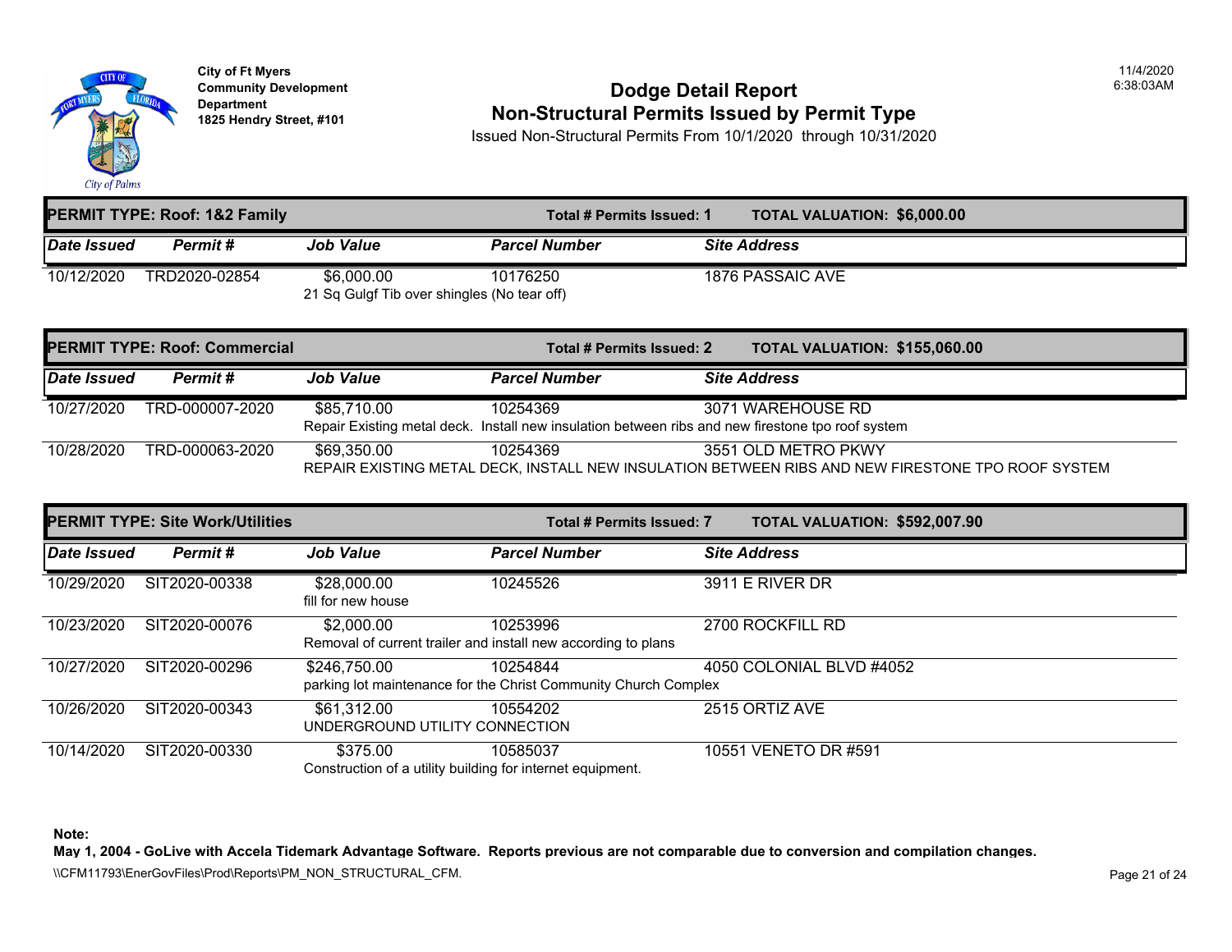City of Ft Myers
Community Development Department
1825 Hendry Street, #101

# Dodge Detail Report
## Non-Structural Permits Issued by Permit Type

Issued Non-Structural Permits From 10/1/2020 through 10/31/2020

11/4/2020
6:38:03AM

**PERMIT TYPE: Roof: 1&2 Family** — **Total # Permits Issued: 1** — **TOTAL VALUATION: $6,000.00**

| Date Issued | Permit # | Job Value | Parcel Number | Site Address |
|---|---|---|---|---|
| 10/12/2020 | TRD2020-02854 | $6,000.00 | 10176250 | 1876 PASSAIC AVE |
| | | 21 Sq Gulgf Tib over shingles (No tear off) | | |

**PERMIT TYPE: Roof: Commercial** — **Total # Permits Issued: 2** — **TOTAL VALUATION: $155,060.00**

| Date Issued | Permit # | Job Value | Parcel Number | Site Address |
|---|---|---|---|---|
| 10/27/2020 | TRD-000007-2020 | $85,710.00 | 10254369 | 3071 WAREHOUSE RD |
| | | Repair Existing metal deck. Install new insulation between ribs and new firestone tpo roof system | | |
| 10/28/2020 | TRD-000063-2020 | $69,350.00 | 10254369 | 3551 OLD METRO PKWY |
| | | REPAIR EXISTING METAL DECK, INSTALL NEW INSULATION BETWEEN RIBS AND NEW FIRESTONE TPO ROOF SYSTEM | | |

**PERMIT TYPE: Site Work/Utilities** — **Total # Permits Issued: 7** — **TOTAL VALUATION: $592,007.90**

| Date Issued | Permit # | Job Value | Parcel Number | Site Address |
|---|---|---|---|---|
| 10/29/2020 | SIT2020-00338 | $28,000.00 | 10245526 | 3911 E RIVER DR |
| | | fill for new house | | |
| 10/23/2020 | SIT2020-00076 | $2,000.00 | 10253996 | 2700 ROCKFILL RD |
| | | Removal of current trailer and install new according to plans | | |
| 10/27/2020 | SIT2020-00296 | $246,750.00 | 10254844 | 4050 COLONIAL BLVD #4052 |
| | | parking lot maintenance for the Christ Community Church Complex | | |
| 10/26/2020 | SIT2020-00343 | $61,312.00 | 10554202 | 2515 ORTIZ AVE |
| | | UNDERGROUND UTILITY CONNECTION | | |
| 10/14/2020 | SIT2020-00330 | $375.00 | 10585037 | 10551 VENETO DR #591 |
| | | Construction of a utility building for internet equipment. | | |

**Note:**
**May 1, 2004 - GoLive with Accela Tidemark Advantage Software. Reports previous are not comparable due to conversion and compilation changes.**

\\CFM11793\EnerGovFiles\Prod\Reports\PM_NON_STRUCTURAL_CFM.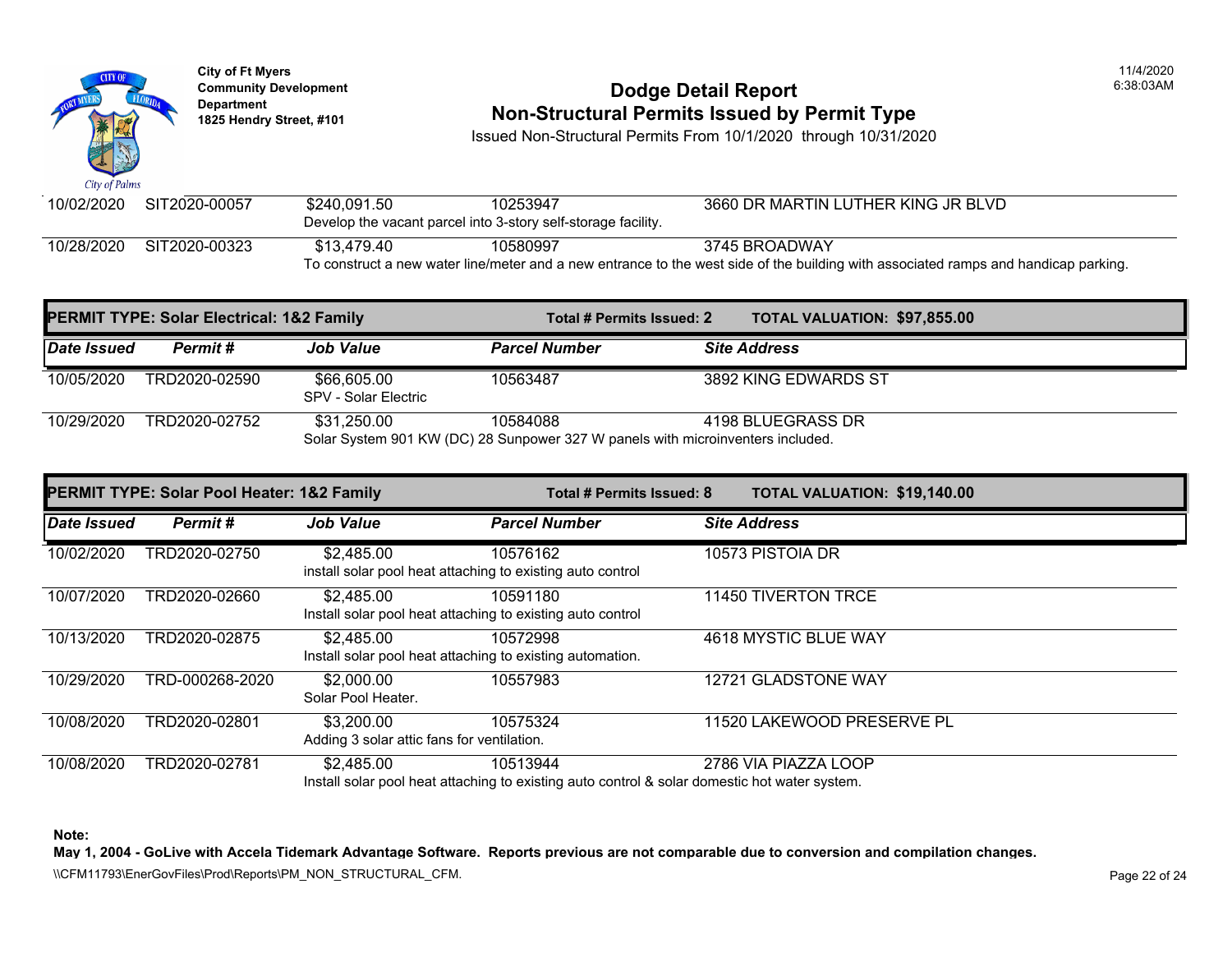City of Ft Myers
Community Development Department
1825 Hendry Street, #101

# Dodge Detail Report
## Non-Structural Permits Issued by Permit Type

Issued Non-Structural Permits From 10/1/2020 through 10/31/2020

11/4/2020
6:38:03AM

| Date Issued | Permit # | Job Value | Parcel Number | Site Address |
|---|---|---|---|---|
| 10/02/2020 | SIT2020-00057 | $240,091.50 | 10253947 | 3660 DR MARTIN LUTHER KING JR BLVD |
| | | Develop the vacant parcel into 3-story self-storage facility. | | |
| 10/28/2020 | SIT2020-00323 | $13,479.40 | 10580997 | 3745 BROADWAY |
| | | To construct a new water line/meter and a new entrance to the west side of the building with associated ramps and handicap parking. | | |

**PERMIT TYPE: Solar Electrical: 1&2 Family** — **Total # Permits Issued: 2** — **TOTAL VALUATION: $97,855.00**

| Date Issued | Permit # | Job Value | Parcel Number | Site Address |
|---|---|---|---|---|
| 10/05/2020 | TRD2020-02590 | $66,605.00 | 10563487 | 3892 KING EDWARDS ST |
| | | SPV - Solar Electric | | |
| 10/29/2020 | TRD2020-02752 | $31,250.00 | 10584088 | 4198 BLUEGRASS DR |
| | | Solar System 901 KW (DC) 28 Sunpower 327 W panels with microinventers included. | | |

**PERMIT TYPE: Solar Pool Heater: 1&2 Family** — **Total # Permits Issued: 8** — **TOTAL VALUATION: $19,140.00**

| Date Issued | Permit # | Job Value | Parcel Number | Site Address |
|---|---|---|---|---|
| 10/02/2020 | TRD2020-02750 | $2,485.00 | 10576162 | 10573 PISTOIA DR |
| | | install solar pool heat attaching to existing auto control | | |
| 10/07/2020 | TRD2020-02660 | $2,485.00 | 10591180 | 11450 TIVERTON TRCE |
| | | Install solar pool heat attaching to existing auto control | | |
| 10/13/2020 | TRD2020-02875 | $2,485.00 | 10572998 | 4618 MYSTIC BLUE WAY |
| | | Install solar pool heat attaching to existing automation. | | |
| 10/29/2020 | TRD-000268-2020 | $2,000.00 | 10557983 | 12721 GLADSTONE WAY |
| | | Solar Pool Heater. | | |
| 10/08/2020 | TRD2020-02801 | $3,200.00 | 10575324 | 11520 LAKEWOOD PRESERVE PL |
| | | Adding 3 solar attic fans for ventilation. | | |
| 10/08/2020 | TRD2020-02781 | $2,485.00 | 10513944 | 2786 VIA PIAZZA LOOP |
| | | Install solar pool heat attaching to existing auto control & solar domestic hot water system. | | |

**Note:**
**May 1, 2004 - GoLive with Accela Tidemark Advantage Software. Reports previous are not comparable due to conversion and compilation changes.**

\\CFM11793\EnerGovFiles\Prod\Reports\PM_NON_STRUCTURAL_CFM.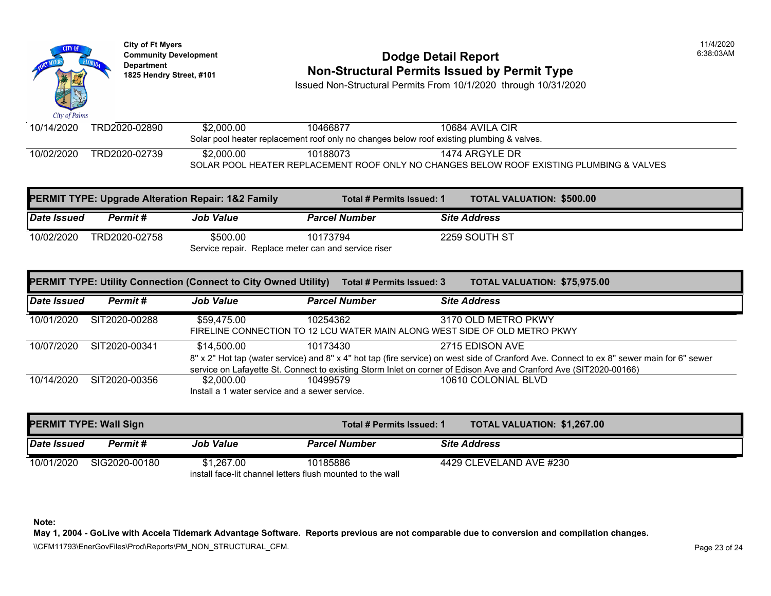| Date Issued | Permit # | Job Value | Parcel Number | Site Address |
|---|---|---|---|---|
| 10/14/2020 | TRD2020-02890 | $2,000.00 | 10466877 | 10684 AVILA CIR |
| | | Solar pool heater replacement roof only no changes below roof existing plumbing & valves. | | |
| 10/02/2020 | TRD2020-02739 | $2,000.00 | 10188073 | 1474 ARGYLE DR |
| | | SOLAR POOL HEATER REPLACEMENT ROOF ONLY NO CHANGES BELOW ROOF EXISTING PLUMBING & VALVES | | |

**PERMIT TYPE: Upgrade Alteration Repair: 1&2 Family** — **Total # Permits Issued: 1** — **TOTAL VALUATION: $500.00**

| Date Issued | Permit # | Job Value | Parcel Number | Site Address |
|---|---|---|---|---|
| 10/02/2020 | TRD2020-02758 | $500.00 | 10173794 | 2259 SOUTH ST |
| | | Service repair. Replace meter can and service riser | | |

**PERMIT TYPE: Utility Connection (Connect to City Owned Utility)** — **Total # Permits Issued: 3** — **TOTAL VALUATION: $75,975.00**

| Date Issued | Permit # | Job Value | Parcel Number | Site Address |
|---|---|---|---|---|
| 10/01/2020 | SIT2020-00288 | $59,475.00 | 10254362 | 3170 OLD METRO PKWY |
| | | FIRELINE CONNECTION TO 12 LCU WATER MAIN ALONG WEST SIDE OF OLD METRO PKWY | | |
| 10/07/2020 | SIT2020-00341 | $14,500.00 | 10173430 | 2715 EDISON AVE |
| | | 8" x 2" Hot tap (water service) and 8" x 4" hot tap (fire service) on west side of Cranford Ave. Connect to ex 8" sewer main for 6" sewer service on Lafayette St. Connect to existing Storm Inlet on corner of Edison Ave and Cranford Ave (SIT2020-00166) | | |
| 10/14/2020 | SIT2020-00356 | $2,000.00 | 10499579 | 10610 COLONIAL BLVD |
| | | Install a 1 water service and a sewer service. | | |

**PERMIT TYPE: Wall Sign** — **Total # Permits Issued: 1** — **TOTAL VALUATION: $1,267.00**

| Date Issued | Permit # | Job Value | Parcel Number | Site Address |
|---|---|---|---|---|
| 10/01/2020 | SIG2020-00180 | $1,267.00 | 10185886 | 4429 CLEVELAND AVE #230 |
| | | install face-lit channel letters flush mounted to the wall | | |

**Note:**
**May 1, 2004 - GoLive with Accela Tidemark Advantage Software. Reports previous are not comparable due to conversion and compilation changes.**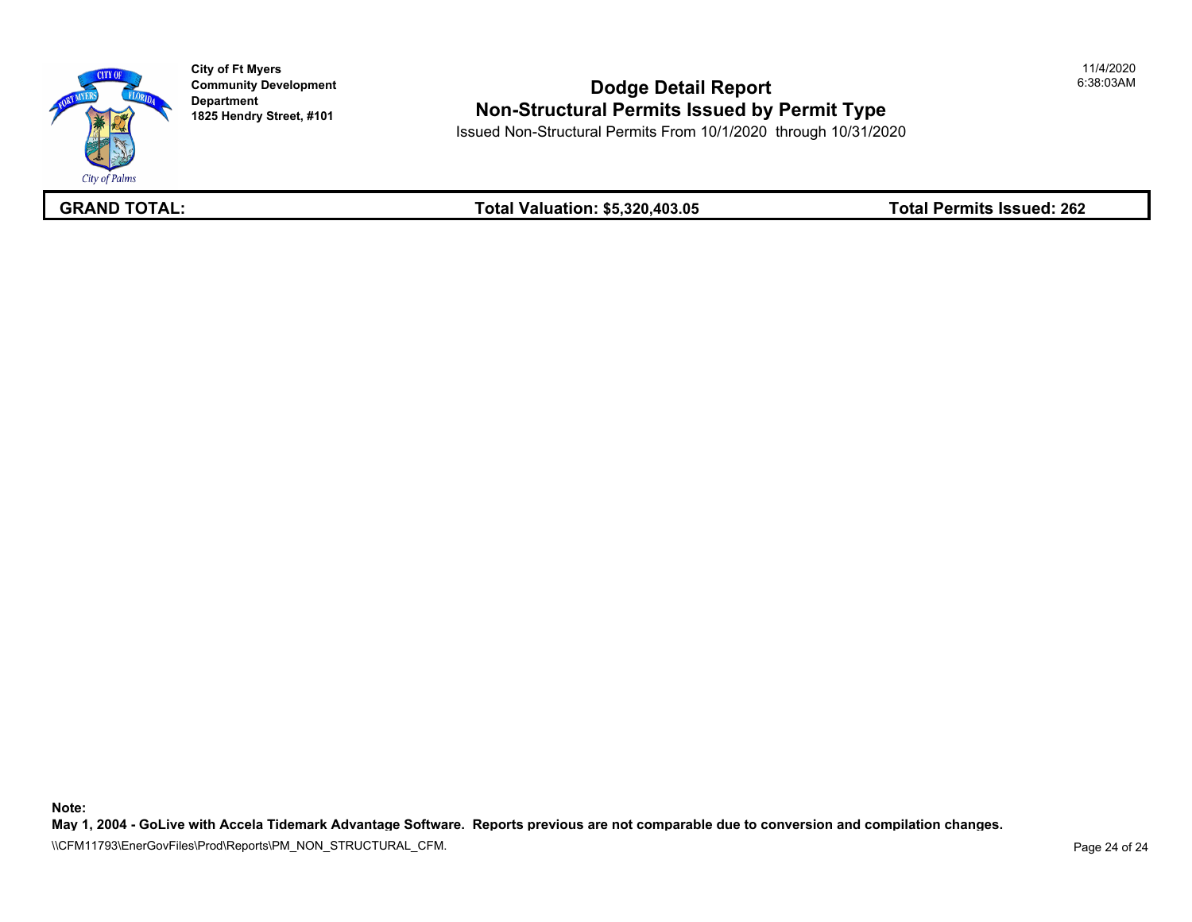City of Ft Myers
Community Development Department
1825 Hendry Street, #101

# Dodge Detail Report
## Non-Structural Permits Issued by Permit Type

Issued Non-Structural Permits From 10/1/2020 through 10/31/2020

11/4/2020
6:38:03AM

| | | |
|---|---|---|
| **GRAND TOTAL:** | **Total Valuation: $5,320,403.05** | **Total Permits Issued: 262** |

**Note:**
**May 1, 2004 - GoLive with Accela Tidemark Advantage Software. Reports previous are not comparable due to conversion and compilation changes.**

\\CFM11793\EnerGovFiles\Prod\Reports\PM_NON_STRUCTURAL_CFM.